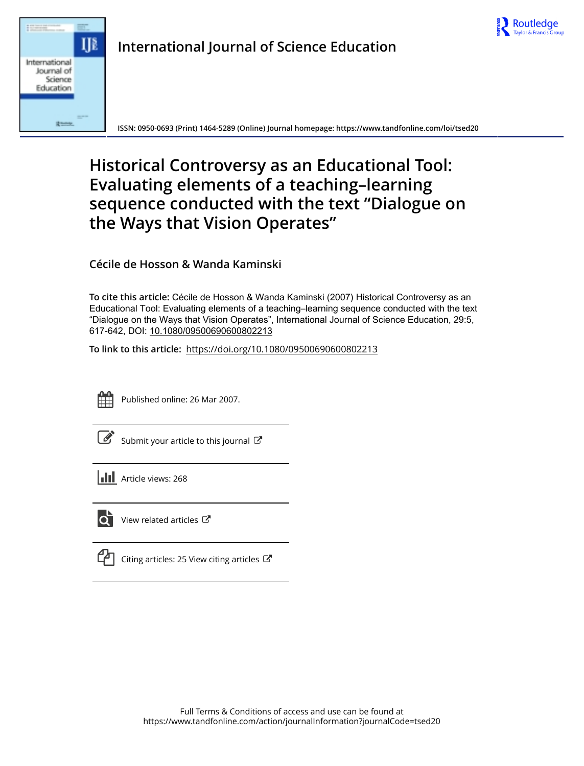International Journal of Science Education

ISSN: 0950-0693 (Print) 1464-5289 (Online) Journal homepage: https://www.tandfonline.com/loi/tsed20

# Historical Controversy as an Educational Tool: Evaluating elements of a teaching–learning sequence conducted with the text "Dialogue on the Ways that Vision Operates"

Cécile de Hosson & Wanda Kaminski

**To cite this article:** Cécile de Hosson & Wanda Kaminski (2007) Historical Controversy as an Educational Tool: Evaluating elements of a teaching–learning sequence conducted with the text "Dialogue on the Ways that Vision Operates", International Journal of Science Education, 29:5, 617-642, DOI: 10.1080/09500690600802213

**To link to this article:** https://doi.org/10.1080/09500690600802213

Published online: 26 Mar 2007.

Submit your article to this journal

Article views: 268

View related articles

Citing articles: 25 View citing articles

Full Terms & Conditions of access and use can be found at
https://www.tandfonline.com/action/journalInformation?journalCode=tsed20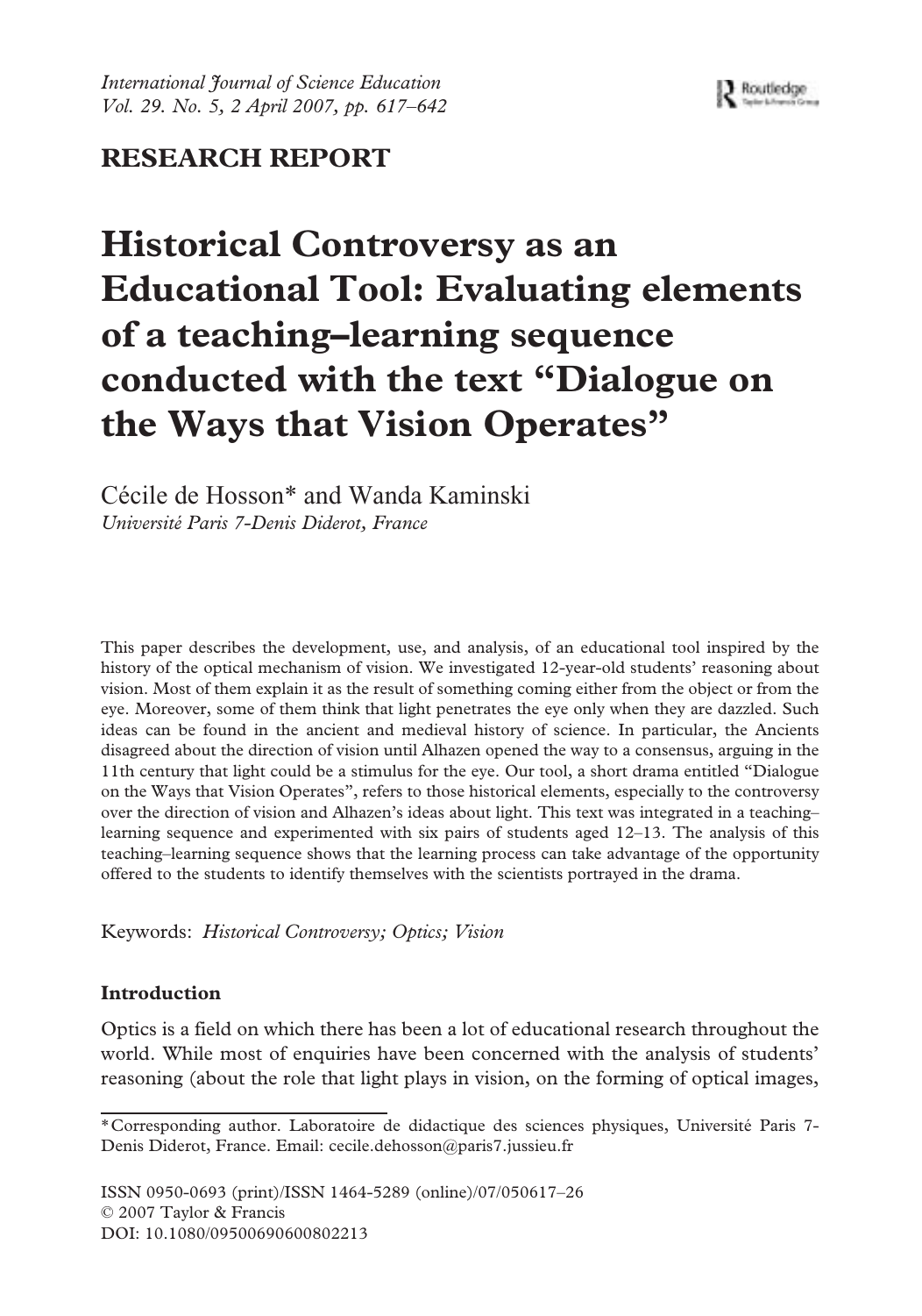## RESEARCH REPORT

# Historical Controversy as an Educational Tool: Evaluating elements of a teaching–learning sequence conducted with the text "Dialogue on the Ways that Vision Operates"

Cécile de Hosson* and Wanda Kaminski

*Université Paris 7-Denis Diderot, France*

This paper describes the development, use, and analysis, of an educational tool inspired by the history of the optical mechanism of vision. We investigated 12-year-old students' reasoning about vision. Most of them explain it as the result of something coming either from the object or from the eye. Moreover, some of them think that light penetrates the eye only when they are dazzled. Such ideas can be found in the ancient and medieval history of science. In particular, the Ancients disagreed about the direction of vision until Alhazen opened the way to a consensus, arguing in the 11th century that light could be a stimulus for the eye. Our tool, a short drama entitled "Dialogue on the Ways that Vision Operates", refers to those historical elements, especially to the controversy over the direction of vision and Alhazen's ideas about light. This text was integrated in a teaching–learning sequence and experimented with six pairs of students aged 12–13. The analysis of this teaching–learning sequence shows that the learning process can take advantage of the opportunity offered to the students to identify themselves with the scientists portrayed in the drama.

Keywords: *Historical Controversy; Optics; Vision*

### Introduction

Optics is a field on which there has been a lot of educational research throughout the world. While most of enquiries have been concerned with the analysis of students' reasoning (about the role that light plays in vision, on the forming of optical images,

*Corresponding author. Laboratoire de didactique des sciences physiques, Université Paris 7-Denis Diderot, France. Email: cecile.dehosson@paris7.jussieu.fr

ISSN 0950-0693 (print)/ISSN 1464-5289 (online)/07/050617–26
© 2007 Taylor & Francis
DOI: 10.1080/09500690600802213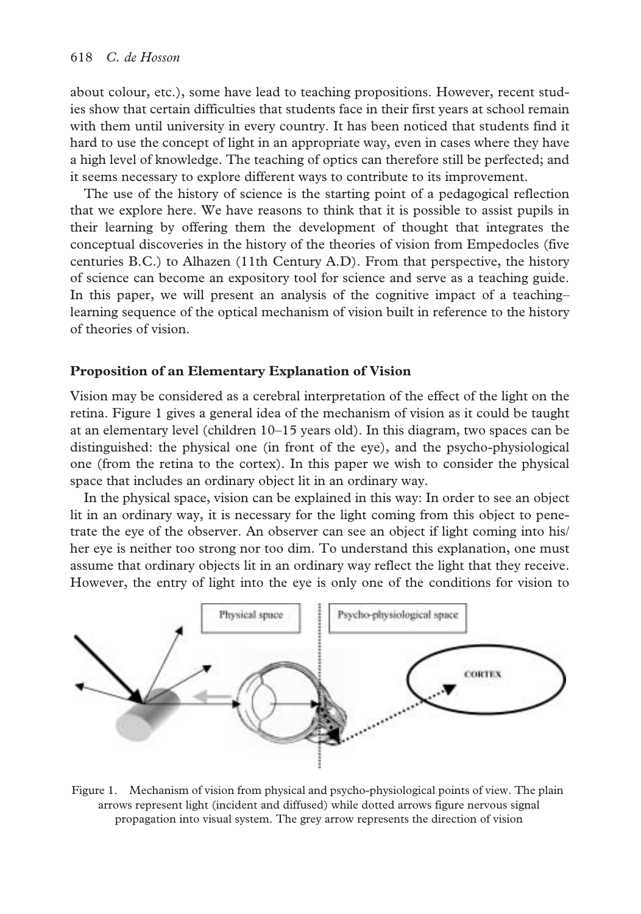about colour, etc.), some have lead to teaching propositions. However, recent studies show that certain difficulties that students face in their first years at school remain with them until university in every country. It has been noticed that students find it hard to use the concept of light in an appropriate way, even in cases where they have a high level of knowledge. The teaching of optics can therefore still be perfected; and it seems necessary to explore different ways to contribute to its improvement.

The use of the history of science is the starting point of a pedagogical reflection that we explore here. We have reasons to think that it is possible to assist pupils in their learning by offering them the development of thought that integrates the conceptual discoveries in the history of the theories of vision from Empedocles (five centuries B.C.) to Alhazen (11th Century A.D). From that perspective, the history of science can become an expository tool for science and serve as a teaching guide. In this paper, we will present an analysis of the cognitive impact of a teaching–learning sequence of the optical mechanism of vision built in reference to the history of theories of vision.

## Proposition of an Elementary Explanation of Vision

Vision may be considered as a cerebral interpretation of the effect of the light on the retina. Figure 1 gives a general idea of the mechanism of vision as it could be taught at an elementary level (children 10–15 years old). In this diagram, two spaces can be distinguished: the physical one (in front of the eye), and the psycho-physiological one (from the retina to the cortex). In this paper we wish to consider the physical space that includes an ordinary object lit in an ordinary way.

In the physical space, vision can be explained in this way: In order to see an object lit in an ordinary way, it is necessary for the light coming from this object to penetrate the eye of the observer. An observer can see an object if light coming into his/her eye is neither too strong nor too dim. To understand this explanation, one must assume that ordinary objects lit in an ordinary way reflect the light that they receive. However, the entry of light into the eye is only one of the conditions for vision to

Figure 1. Mechanism of vision from physical and psycho-physiological points of view. The plain arrows represent light (incident and diffused) while dotted arrows figure nervous signal propagation into visual system. The grey arrow represents the direction of vision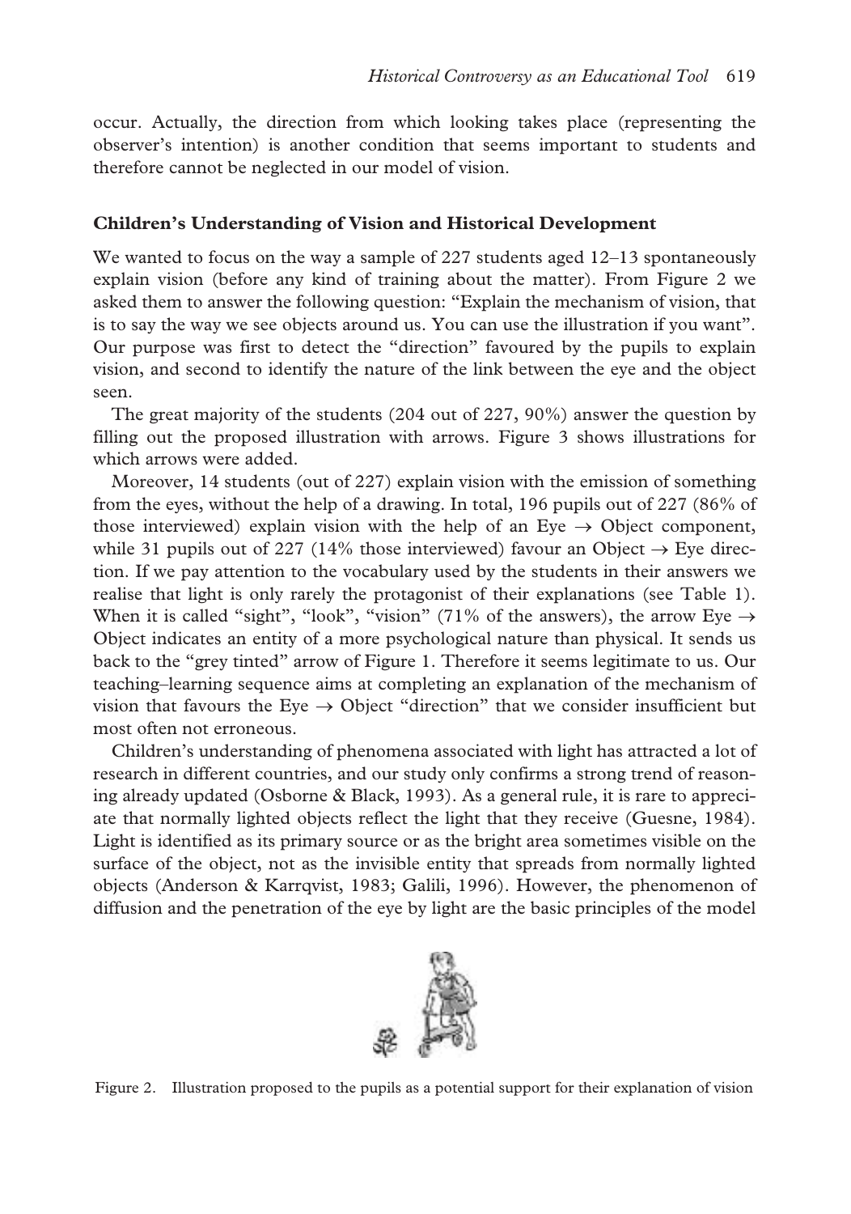occur. Actually, the direction from which looking takes place (representing the observer's intention) is another condition that seems important to students and therefore cannot be neglected in our model of vision.

## Children's Understanding of Vision and Historical Development

We wanted to focus on the way a sample of 227 students aged 12–13 spontaneously explain vision (before any kind of training about the matter). From Figure 2 we asked them to answer the following question: "Explain the mechanism of vision, that is to say the way we see objects around us. You can use the illustration if you want". Our purpose was first to detect the "direction" favoured by the pupils to explain vision, and second to identify the nature of the link between the eye and the object seen.

The great majority of the students (204 out of 227, 90%) answer the question by filling out the proposed illustration with arrows. Figure 3 shows illustrations for which arrows were added.

Moreover, 14 students (out of 227) explain vision with the emission of something from the eyes, without the help of a drawing. In total, 196 pupils out of 227 (86% of those interviewed) explain vision with the help of an Eye → Object component, while 31 pupils out of 227 (14% those interviewed) favour an Object → Eye direction. If we pay attention to the vocabulary used by the students in their answers we realise that light is only rarely the protagonist of their explanations (see Table 1). When it is called "sight", "look", "vision" (71% of the answers), the arrow Eye → Object indicates an entity of a more psychological nature than physical. It sends us back to the "grey tinted" arrow of Figure 1. Therefore it seems legitimate to us. Our teaching–learning sequence aims at completing an explanation of the mechanism of vision that favours the Eye → Object "direction" that we consider insufficient but most often not erroneous.

Children's understanding of phenomena associated with light has attracted a lot of research in different countries, and our study only confirms a strong trend of reasoning already updated (Osborne & Black, 1993). As a general rule, it is rare to appreciate that normally lighted objects reflect the light that they receive (Guesne, 1984). Light is identified as its primary source or as the bright area sometimes visible on the surface of the object, not as the invisible entity that spreads from normally lighted objects (Anderson & Karrqvist, 1983; Galili, 1996). However, the phenomenon of diffusion and the penetration of the eye by light are the basic principles of the model

Figure 2. Illustration proposed to the pupils as a potential support for their explanation of vision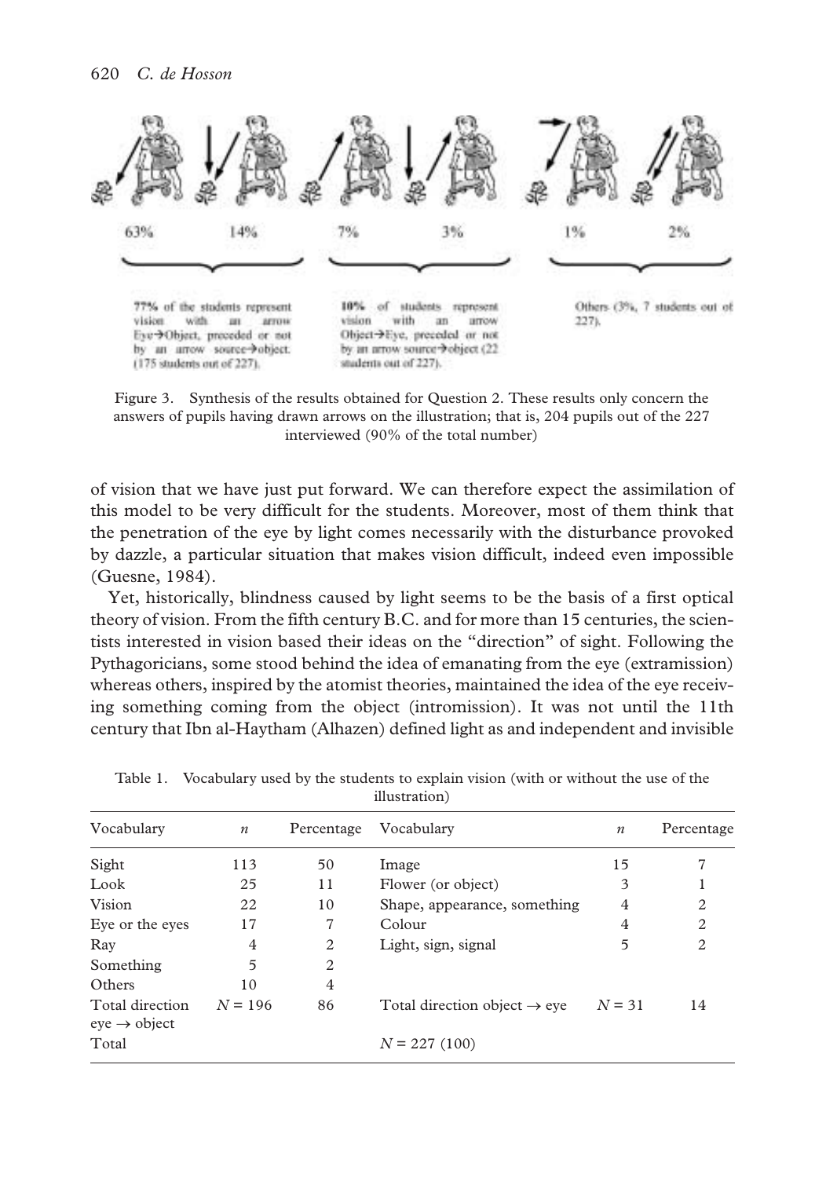Figure 3. Synthesis of the results obtained for Question 2. These results only concern the answers of pupils having drawn arrows on the illustration; that is, 204 pupils out of the 227 interviewed (90% of the total number)

of vision that we have just put forward. We can therefore expect the assimilation of this model to be very difficult for the students. Moreover, most of them think that the penetration of the eye by light comes necessarily with the disturbance provoked by dazzle, a particular situation that makes vision difficult, indeed even impossible (Guesne, 1984).

Yet, historically, blindness caused by light seems to be the basis of a first optical theory of vision. From the fifth century B.C. and for more than 15 centuries, the scientists interested in vision based their ideas on the "direction" of sight. Following the Pythagoricians, some stood behind the idea of emanating from the eye (extramission) whereas others, inspired by the atomist theories, maintained the idea of the eye receiving something coming from the object (intromission). It was not until the 11th century that Ibn al-Haytham (Alhazen) defined light as and independent and invisible

Table 1. Vocabulary used by the students to explain vision (with or without the use of the illustration)

| Vocabulary | $n$ | Percentage | Vocabulary | $n$ | Percentage |
|---|---|---|---|---|---|
| Sight | 113 | 50 | Image | 15 | 7 |
| Look | 25 | 11 | Flower (or object) | 3 | 1 |
| Vision | 22 | 10 | Shape, appearance, something | 4 | 2 |
| Eye or the eyes | 17 | 7 | Colour | 4 | 2 |
| Ray | 4 | 2 | Light, sign, signal | 5 | 2 |
| Something | 5 | 2 | | | |
| Others | 10 | 4 | | | |
| Total direction eye $\rightarrow$ object | $N = 196$ | 86 | Total direction object $\rightarrow$ eye | $N = 31$ | 14 |
| Total | | | $N = 227$ (100) | | |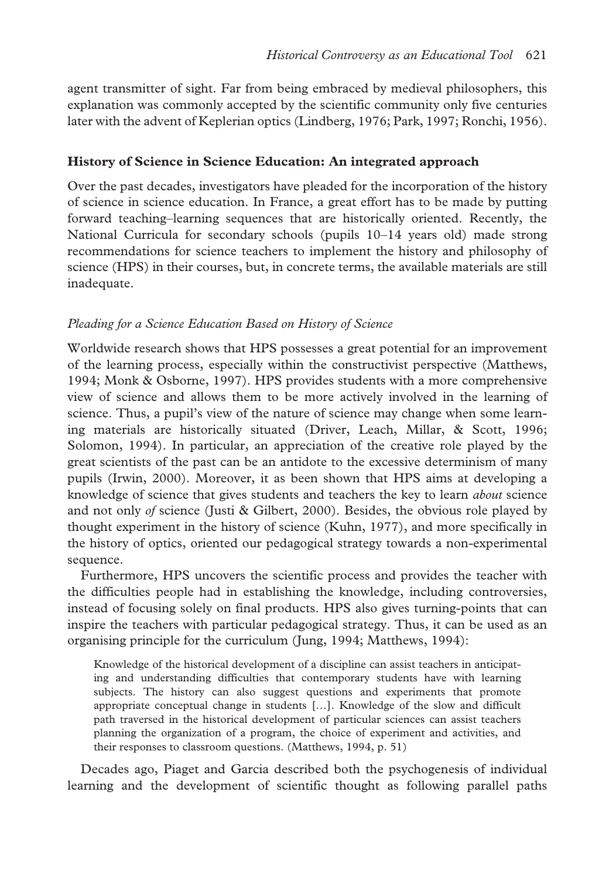agent transmitter of sight. Far from being embraced by medieval philosophers, this explanation was commonly accepted by the scientific community only five centuries later with the advent of Keplerian optics (Lindberg, 1976; Park, 1997; Ronchi, 1956).

## History of Science in Science Education: An integrated approach

Over the past decades, investigators have pleaded for the incorporation of the history of science in science education. In France, a great effort has to be made by putting forward teaching–learning sequences that are historically oriented. Recently, the National Curricula for secondary schools (pupils 10–14 years old) made strong recommendations for science teachers to implement the history and philosophy of science (HPS) in their courses, but, in concrete terms, the available materials are still inadequate.

### *Pleading for a Science Education Based on History of Science*

Worldwide research shows that HPS possesses a great potential for an improvement of the learning process, especially within the constructivist perspective (Matthews, 1994; Monk & Osborne, 1997). HPS provides students with a more comprehensive view of science and allows them to be more actively involved in the learning of science. Thus, a pupil's view of the nature of science may change when some learning materials are historically situated (Driver, Leach, Millar, & Scott, 1996; Solomon, 1994). In particular, an appreciation of the creative role played by the great scientists of the past can be an antidote to the excessive determinism of many pupils (Irwin, 2000). Moreover, it as been shown that HPS aims at developing a knowledge of science that gives students and teachers the key to learn *about* science and not only *of* science (Justi & Gilbert, 2000). Besides, the obvious role played by thought experiment in the history of science (Kuhn, 1977), and more specifically in the history of optics, oriented our pedagogical strategy towards a non-experimental sequence.

Furthermore, HPS uncovers the scientific process and provides the teacher with the difficulties people had in establishing the knowledge, including controversies, instead of focusing solely on final products. HPS also gives turning-points that can inspire the teachers with particular pedagogical strategy. Thus, it can be used as an organising principle for the curriculum (Jung, 1994; Matthews, 1994):

> Knowledge of the historical development of a discipline can assist teachers in anticipating and understanding difficulties that contemporary students have with learning subjects. The history can also suggest questions and experiments that promote appropriate conceptual change in students […]. Knowledge of the slow and difficult path traversed in the historical development of particular sciences can assist teachers planning the organization of a program, the choice of experiment and activities, and their responses to classroom questions. (Matthews, 1994, p. 51)

Decades ago, Piaget and Garcia described both the psychogenesis of individual learning and the development of scientific thought as following parallel paths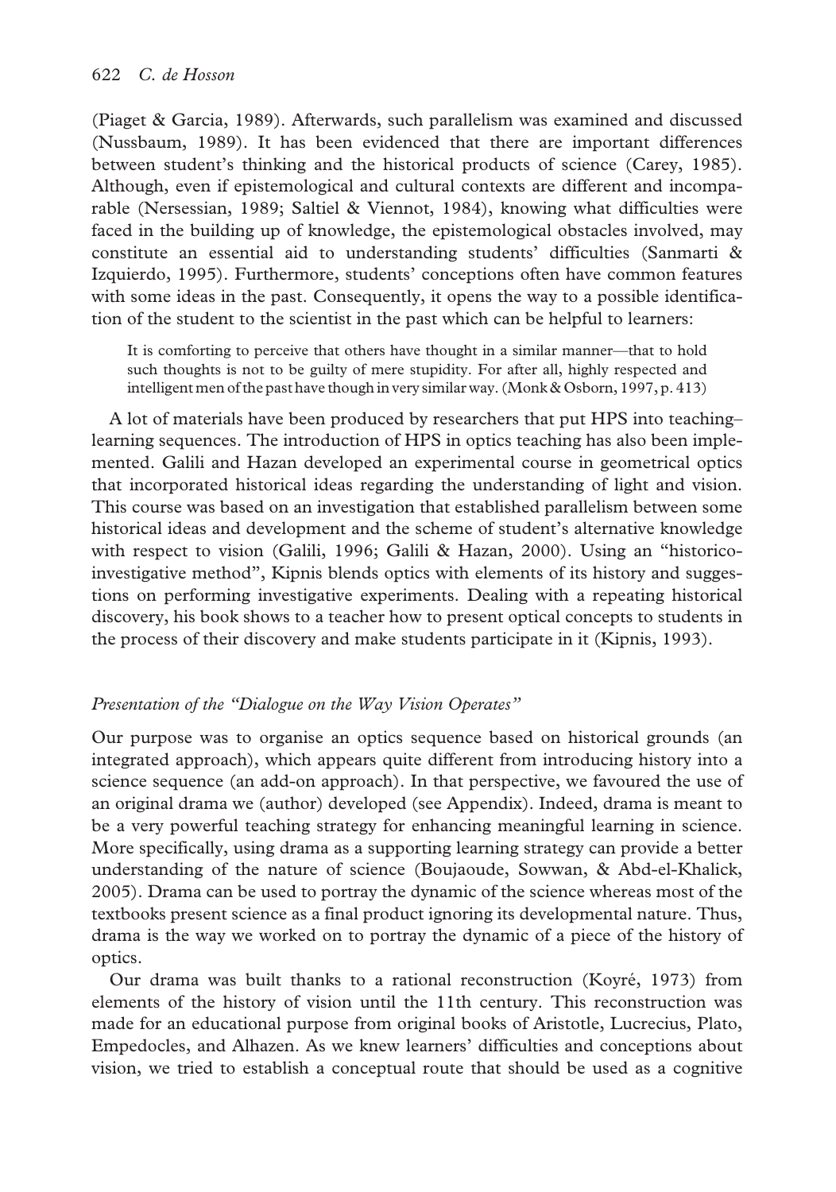(Piaget & Garcia, 1989). Afterwards, such parallelism was examined and discussed (Nussbaum, 1989). It has been evidenced that there are important differences between student's thinking and the historical products of science (Carey, 1985). Although, even if epistemological and cultural contexts are different and incomparable (Nersessian, 1989; Saltiel & Viennot, 1984), knowing what difficulties were faced in the building up of knowledge, the epistemological obstacles involved, may constitute an essential aid to understanding students' difficulties (Sanmarti & Izquierdo, 1995). Furthermore, students' conceptions often have common features with some ideas in the past. Consequently, it opens the way to a possible identification of the student to the scientist in the past which can be helpful to learners:

> It is comforting to perceive that others have thought in a similar manner—that to hold such thoughts is not to be guilty of mere stupidity. For after all, highly respected and intelligent men of the past have though in very similar way. (Monk & Osborn, 1997, p. 413)

A lot of materials have been produced by researchers that put HPS into teaching–learning sequences. The introduction of HPS in optics teaching has also been implemented. Galili and Hazan developed an experimental course in geometrical optics that incorporated historical ideas regarding the understanding of light and vision. This course was based on an investigation that established parallelism between some historical ideas and development and the scheme of student's alternative knowledge with respect to vision (Galili, 1996; Galili & Hazan, 2000). Using an "historico-investigative method", Kipnis blends optics with elements of its history and suggestions on performing investigative experiments. Dealing with a repeating historical discovery, his book shows to a teacher how to present optical concepts to students in the process of their discovery and make students participate in it (Kipnis, 1993).

### *Presentation of the "Dialogue on the Way Vision Operates"*

Our purpose was to organise an optics sequence based on historical grounds (an integrated approach), which appears quite different from introducing history into a science sequence (an add-on approach). In that perspective, we favoured the use of an original drama we (author) developed (see Appendix). Indeed, drama is meant to be a very powerful teaching strategy for enhancing meaningful learning in science. More specifically, using drama as a supporting learning strategy can provide a better understanding of the nature of science (Boujaoude, Sowwan, & Abd-el-Khalick, 2005). Drama can be used to portray the dynamic of the science whereas most of the textbooks present science as a final product ignoring its developmental nature. Thus, drama is the way we worked on to portray the dynamic of a piece of the history of optics.

Our drama was built thanks to a rational reconstruction (Koyré, 1973) from elements of the history of vision until the 11th century. This reconstruction was made for an educational purpose from original books of Aristotle, Lucrecius, Plato, Empedocles, and Alhazen. As we knew learners' difficulties and conceptions about vision, we tried to establish a conceptual route that should be used as a cognitive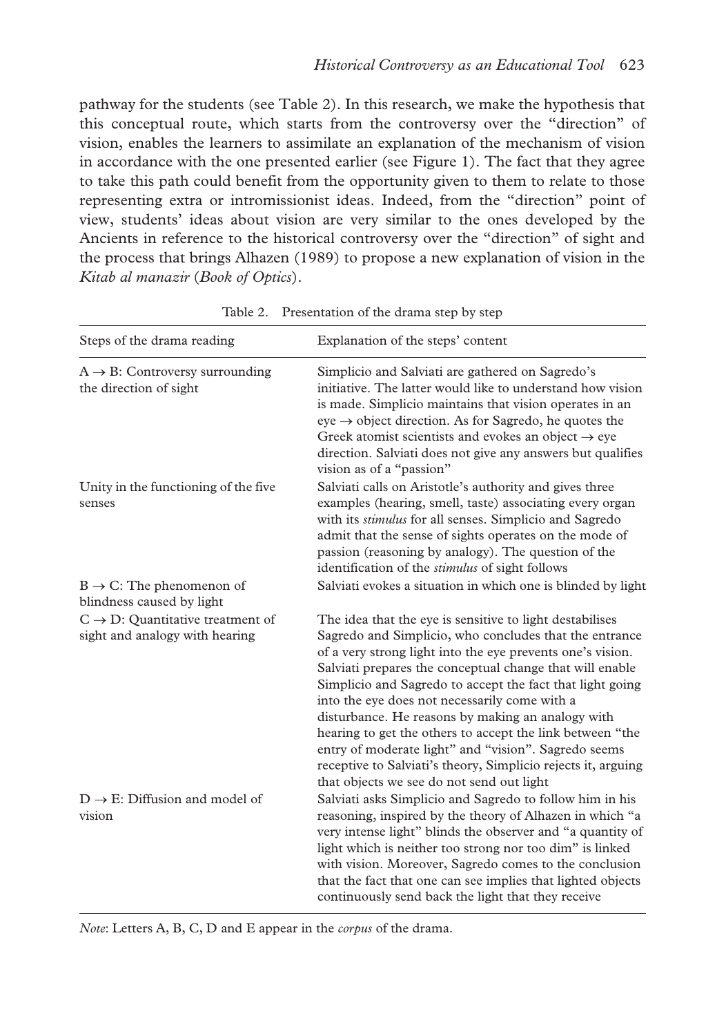pathway for the students (see Table 2). In this research, we make the hypothesis that this conceptual route, which starts from the controversy over the "direction" of vision, enables the learners to assimilate an explanation of the mechanism of vision in accordance with the one presented earlier (see Figure 1). The fact that they agree to take this path could benefit from the opportunity given to them to relate to those representing extra or intromissionist ideas. Indeed, from the "direction" point of view, students' ideas about vision are very similar to the ones developed by the Ancients in reference to the historical controversy over the "direction" of sight and the process that brings Alhazen (1989) to propose a new explanation of vision in the *Kitab al manazir* (*Book of Optics*).

Table 2. Presentation of the drama step by step

| Steps of the drama reading | Explanation of the steps' content |
|---|---|
| A → B: Controversy surrounding the direction of sight | Simplicio and Salviati are gathered on Sagredo's initiative. The latter would like to understand how vision is made. Simplicio maintains that vision operates in an eye → object direction. As for Sagredo, he quotes the Greek atomist scientists and evokes an object → eye direction. Salviati does not give any answers but qualifies vision as of a "passion" |
| Unity in the functioning of the five senses | Salviati calls on Aristotle's authority and gives three examples (hearing, smell, taste) associating every organ with its *stimulus* for all senses. Simplicio and Sagredo admit that the sense of sights operates on the mode of passion (reasoning by analogy). The question of the identification of the *stimulus* of sight follows |
| B → C: The phenomenon of blindness caused by light | Salviati evokes a situation in which one is blinded by light |
| C → D: Quantitative treatment of sight and analogy with hearing | The idea that the eye is sensitive to light destabilises Sagredo and Simplicio, who concludes that the entrance of a very strong light into the eye prevents one's vision. Salviati prepares the conceptual change that will enable Simplicio and Sagredo to accept the fact that light going into the eye does not necessarily come with a disturbance. He reasons by making an analogy with hearing to get the others to accept the link between "the entry of moderate light" and "vision". Sagredo seems receptive to Salviati's theory, Simplicio rejects it, arguing that objects we see do not send out light |
| D → E: Diffusion and model of vision | Salviati asks Simplicio and Sagredo to follow him in his reasoning, inspired by the theory of Alhazen in which "a very intense light" blinds the observer and "a quantity of light which is neither too strong nor too dim" is linked with vision. Moreover, Sagredo comes to the conclusion that the fact that one can see implies that lighted objects continuously send back the light that they receive |

*Note*: Letters A, B, C, D and E appear in the *corpus* of the drama.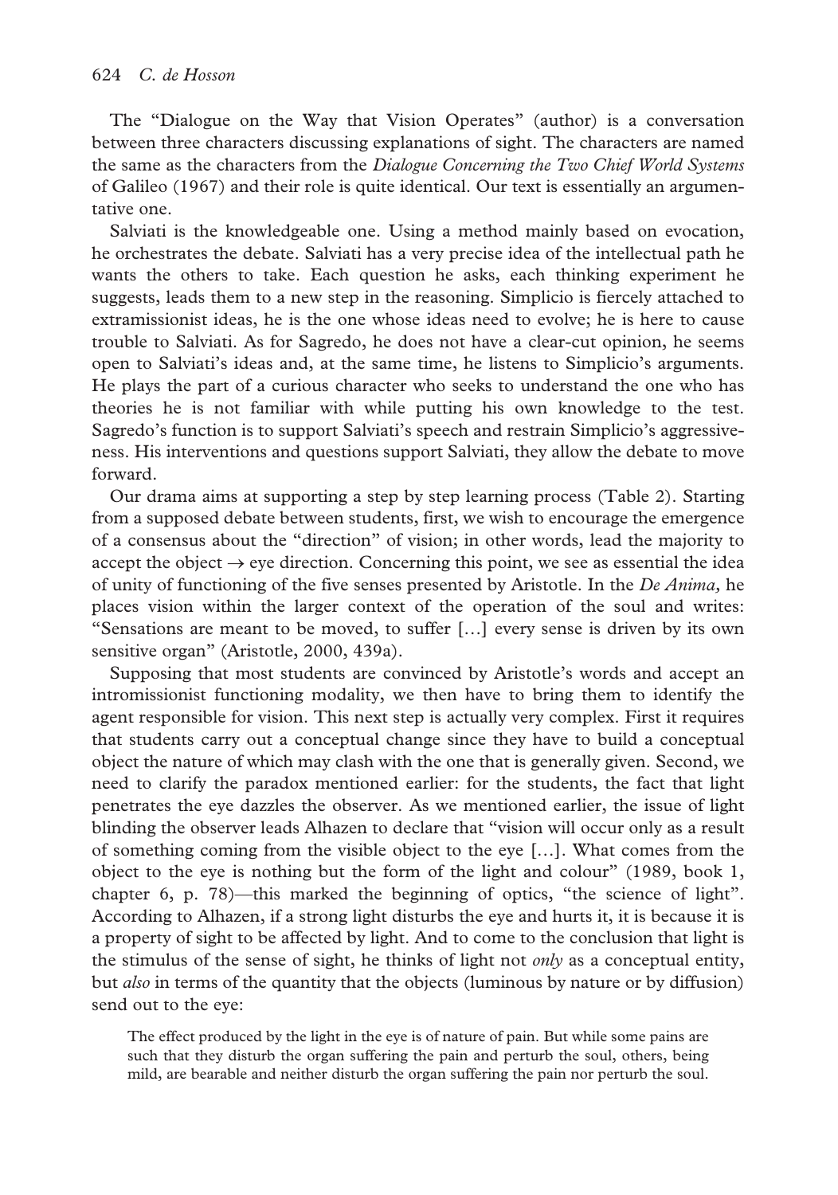The "Dialogue on the Way that Vision Operates" (author) is a conversation between three characters discussing explanations of sight. The characters are named the same as the characters from the *Dialogue Concerning the Two Chief World Systems* of Galileo (1967) and their role is quite identical. Our text is essentially an argumentative one.

Salviati is the knowledgeable one. Using a method mainly based on evocation, he orchestrates the debate. Salviati has a very precise idea of the intellectual path he wants the others to take. Each question he asks, each thinking experiment he suggests, leads them to a new step in the reasoning. Simplicio is fiercely attached to extramissionist ideas, he is the one whose ideas need to evolve; he is here to cause trouble to Salviati. As for Sagredo, he does not have a clear-cut opinion, he seems open to Salviati's ideas and, at the same time, he listens to Simplicio's arguments. He plays the part of a curious character who seeks to understand the one who has theories he is not familiar with while putting his own knowledge to the test. Sagredo's function is to support Salviati's speech and restrain Simplicio's aggressiveness. His interventions and questions support Salviati, they allow the debate to move forward.

Our drama aims at supporting a step by step learning process (Table 2). Starting from a supposed debate between students, first, we wish to encourage the emergence of a consensus about the "direction" of vision; in other words, lead the majority to accept the object → eye direction. Concerning this point, we see as essential the idea of unity of functioning of the five senses presented by Aristotle. In the *De Anima*, he places vision within the larger context of the operation of the soul and writes: "Sensations are meant to be moved, to suffer […] every sense is driven by its own sensitive organ" (Aristotle, 2000, 439a).

Supposing that most students are convinced by Aristotle's words and accept an intromissionist functioning modality, we then have to bring them to identify the agent responsible for vision. This next step is actually very complex. First it requires that students carry out a conceptual change since they have to build a conceptual object the nature of which may clash with the one that is generally given. Second, we need to clarify the paradox mentioned earlier: for the students, the fact that light penetrates the eye dazzles the observer. As we mentioned earlier, the issue of light blinding the observer leads Alhazen to declare that "vision will occur only as a result of something coming from the visible object to the eye […]. What comes from the object to the eye is nothing but the form of the light and colour" (1989, book 1, chapter 6, p. 78)—this marked the beginning of optics, "the science of light". According to Alhazen, if a strong light disturbs the eye and hurts it, it is because it is a property of sight to be affected by light. And to come to the conclusion that light is the stimulus of the sense of sight, he thinks of light not *only* as a conceptual entity, but *also* in terms of the quantity that the objects (luminous by nature or by diffusion) send out to the eye:

> The effect produced by the light in the eye is of nature of pain. But while some pains are such that they disturb the organ suffering the pain and perturb the soul, others, being mild, are bearable and neither disturb the organ suffering the pain nor perturb the soul.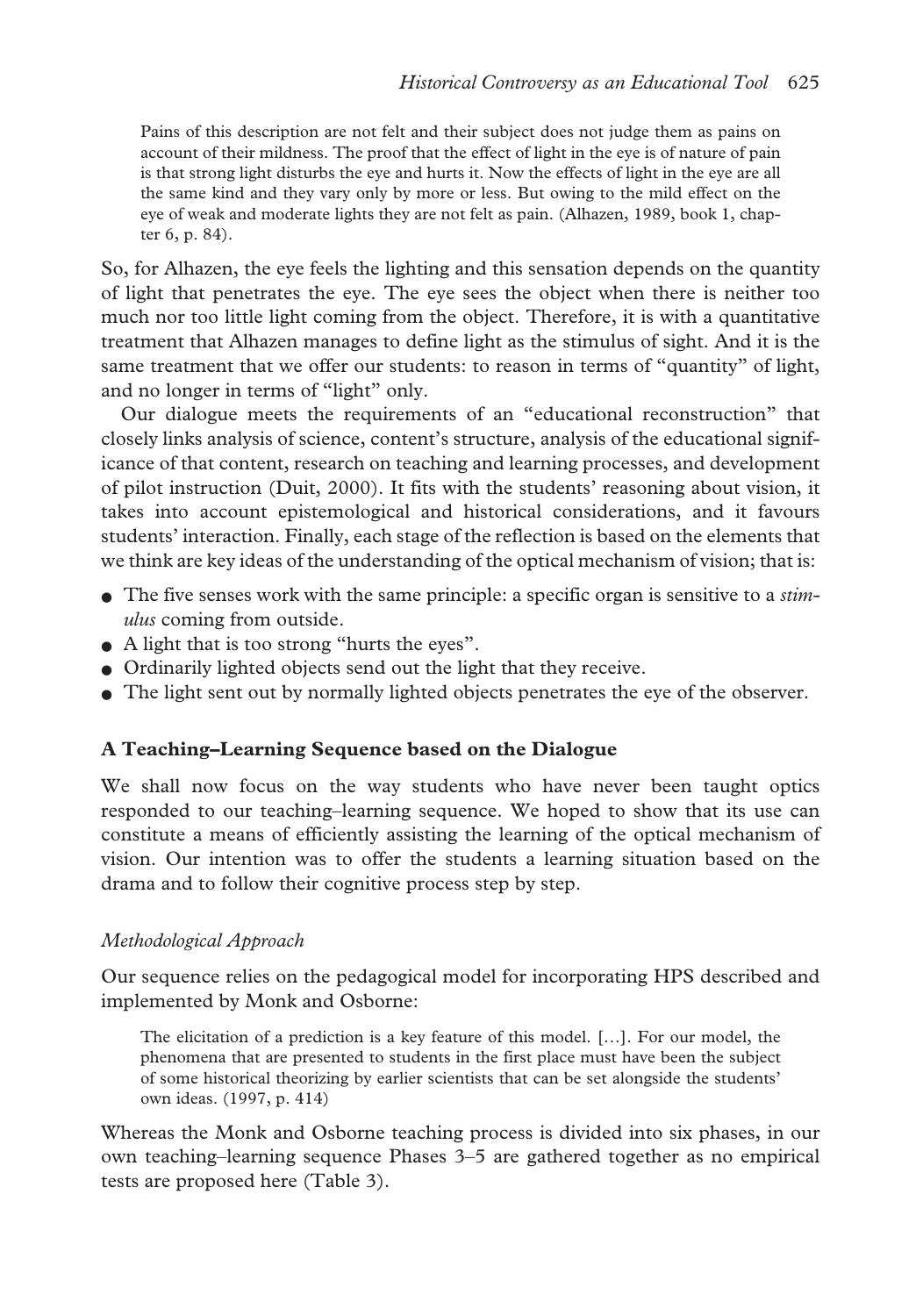> Pains of this description are not felt and their subject does not judge them as pains on account of their mildness. The proof that the effect of light in the eye is of nature of pain is that strong light disturbs the eye and hurts it. Now the effects of light in the eye are all the same kind and they vary only by more or less. But owing to the mild effect on the eye of weak and moderate lights they are not felt as pain. (Alhazen, 1989, book 1, chapter 6, p. 84).

So, for Alhazen, the eye feels the lighting and this sensation depends on the quantity of light that penetrates the eye. The eye sees the object when there is neither too much nor too little light coming from the object. Therefore, it is with a quantitative treatment that Alhazen manages to define light as the stimulus of sight. And it is the same treatment that we offer our students: to reason in terms of "quantity" of light, and no longer in terms of "light" only.

Our dialogue meets the requirements of an "educational reconstruction" that closely links analysis of science, content's structure, analysis of the educational significance of that content, research on teaching and learning processes, and development of pilot instruction (Duit, 2000). It fits with the students' reasoning about vision, it takes into account epistemological and historical considerations, and it favours students' interaction. Finally, each stage of the reflection is based on the elements that we think are key ideas of the understanding of the optical mechanism of vision; that is:

- The five senses work with the same principle: a specific organ is sensitive to a *stimulus* coming from outside.
- A light that is too strong "hurts the eyes".
- Ordinarily lighted objects send out the light that they receive.
- The light sent out by normally lighted objects penetrates the eye of the observer.

## A Teaching–Learning Sequence based on the Dialogue

We shall now focus on the way students who have never been taught optics responded to our teaching–learning sequence. We hoped to show that its use can constitute a means of efficiently assisting the learning of the optical mechanism of vision. Our intention was to offer the students a learning situation based on the drama and to follow their cognitive process step by step.

### *Methodological Approach*

Our sequence relies on the pedagogical model for incorporating HPS described and implemented by Monk and Osborne:

> The elicitation of a prediction is a key feature of this model. […]. For our model, the phenomena that are presented to students in the first place must have been the subject of some historical theorizing by earlier scientists that can be set alongside the students' own ideas. (1997, p. 414)

Whereas the Monk and Osborne teaching process is divided into six phases, in our own teaching–learning sequence Phases 3–5 are gathered together as no empirical tests are proposed here (Table 3).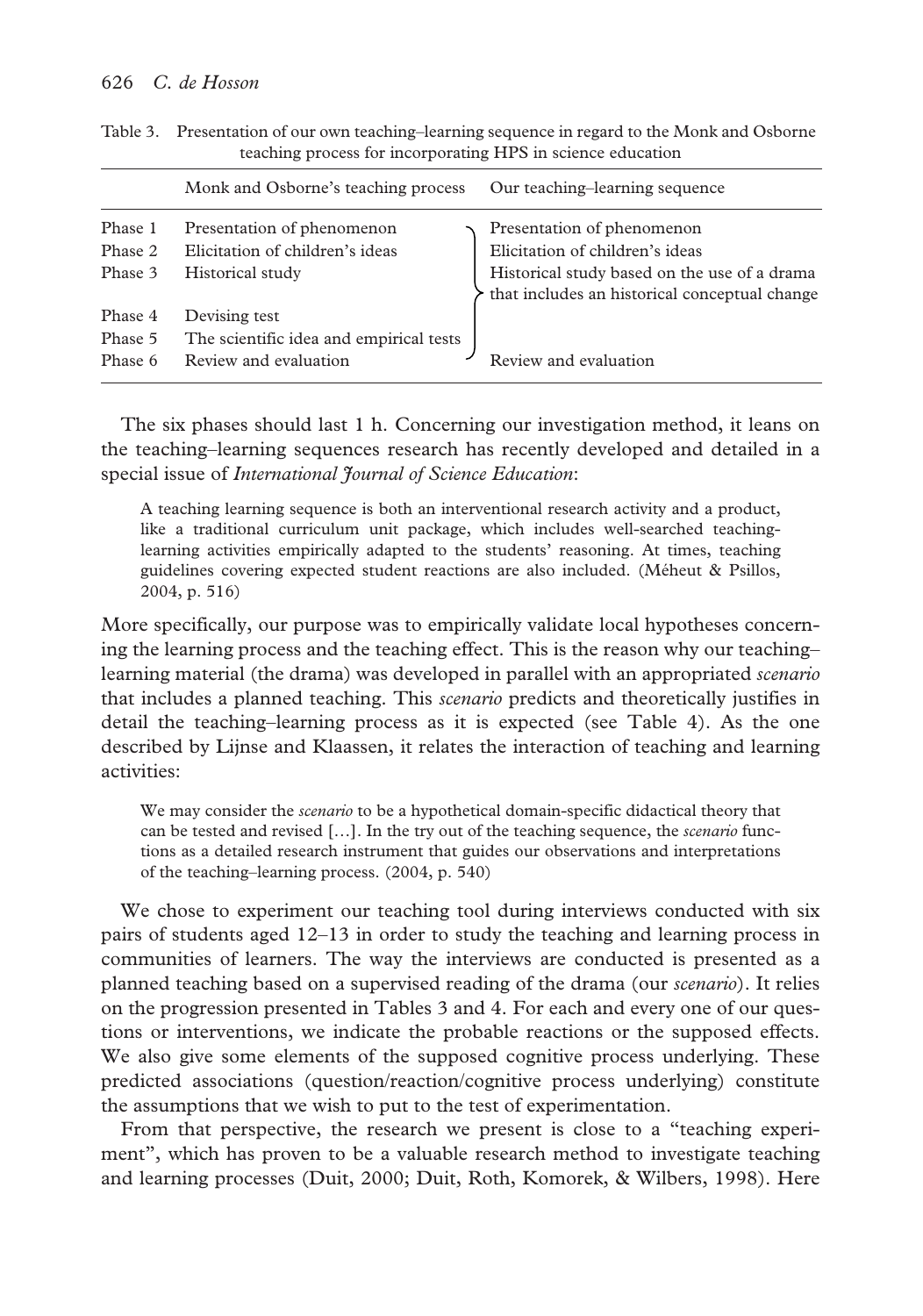Table 3. Presentation of our own teaching–learning sequence in regard to the Monk and Osborne teaching process for incorporating HPS in science education

| | Monk and Osborne's teaching process | Our teaching–learning sequence |
|---|---|---|
| Phase 1 | Presentation of phenomenon | Presentation of phenomenon |
| Phase 2 | Elicitation of children's ideas | Elicitation of children's ideas |
| Phase 3 | Historical study | Historical study based on the use of a drama that includes an historical conceptual change |
| Phase 4 | Devising test | |
| Phase 5 | The scientific idea and empirical tests | |
| Phase 6 | Review and evaluation | Review and evaluation |

The six phases should last 1 h. Concerning our investigation method, it leans on the teaching–learning sequences research has recently developed and detailed in a special issue of *International Journal of Science Education*:

> A teaching learning sequence is both an interventional research activity and a product, like a traditional curriculum unit package, which includes well-searched teaching-learning activities empirically adapted to the students' reasoning. At times, teaching guidelines covering expected student reactions are also included. (Méheut & Psillos, 2004, p. 516)

More specifically, our purpose was to empirically validate local hypotheses concerning the learning process and the teaching effect. This is the reason why our teaching–learning material (the drama) was developed in parallel with an appropriated *scenario* that includes a planned teaching. This *scenario* predicts and theoretically justifies in detail the teaching–learning process as it is expected (see Table 4). As the one described by Lijnse and Klaassen, it relates the interaction of teaching and learning activities:

> We may consider the *scenario* to be a hypothetical domain-specific didactical theory that can be tested and revised […]. In the try out of the teaching sequence, the *scenario* functions as a detailed research instrument that guides our observations and interpretations of the teaching–learning process. (2004, p. 540)

We chose to experiment our teaching tool during interviews conducted with six pairs of students aged 12–13 in order to study the teaching and learning process in communities of learners. The way the interviews are conducted is presented as a planned teaching based on a supervised reading of the drama (our *scenario*). It relies on the progression presented in Tables 3 and 4. For each and every one of our questions or interventions, we indicate the probable reactions or the supposed effects. We also give some elements of the supposed cognitive process underlying. These predicted associations (question/reaction/cognitive process underlying) constitute the assumptions that we wish to put to the test of experimentation.

From that perspective, the research we present is close to a "teaching experiment", which has proven to be a valuable research method to investigate teaching and learning processes (Duit, 2000; Duit, Roth, Komorek, & Wilbers, 1998). Here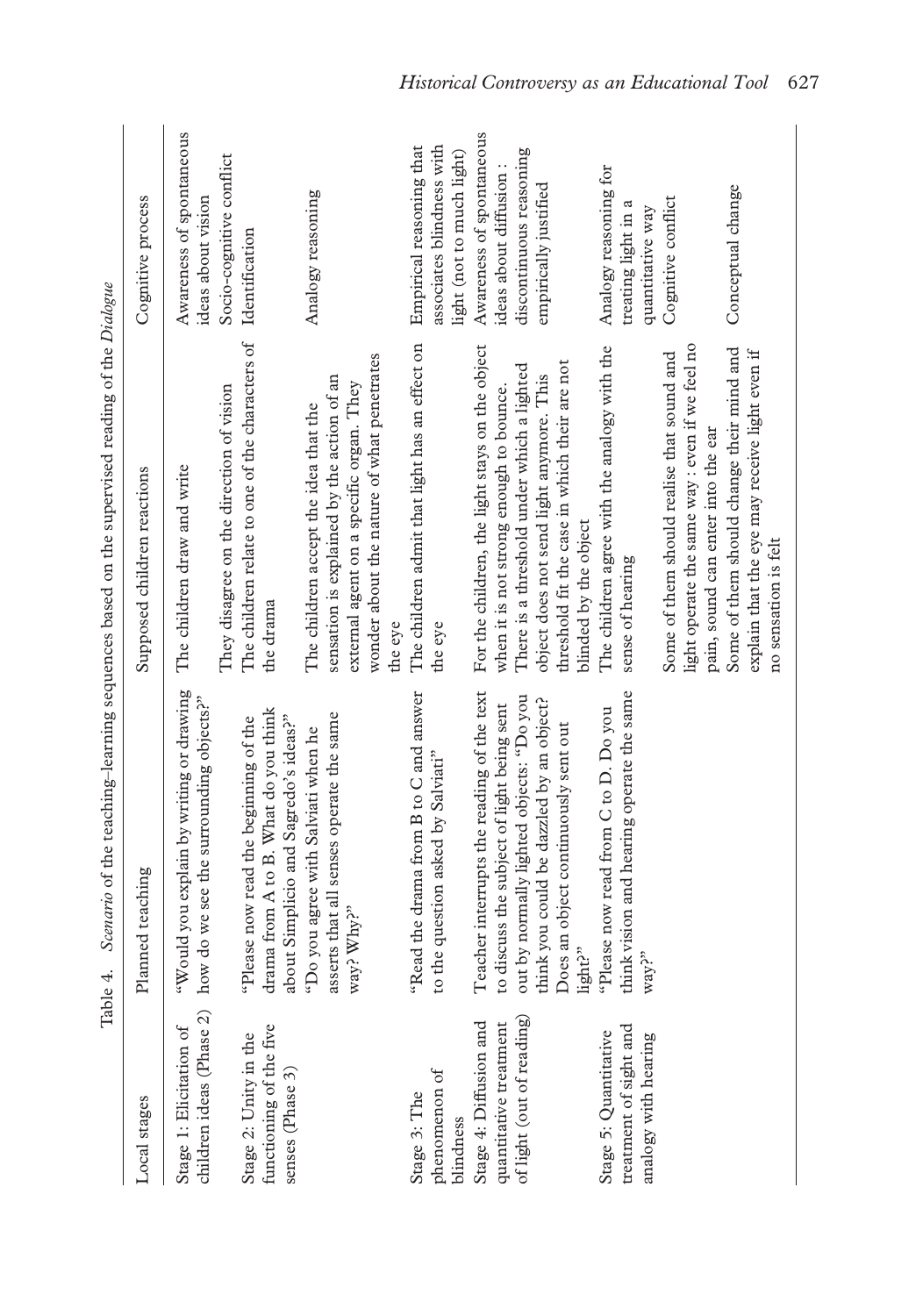Table 4. *Scenario* of the teaching–learning sequences based on the supervised reading of the *Dialogue*

| Local stages | Planned teaching | Supposed children reactions | Cognitive process |
| --- | --- | --- | --- |
| Stage 1: Elicitation of children ideas (Phase 2) | "Would you explain by writing or drawing how do we see the surrounding objects?" | The children draw and write | Awareness of spontaneous ideas about vision |
| | | They disagree on the direction of vision | Socio-cognitive conflict |
| Stage 2: Unity in the functioning of the five senses (Phase 3) | "Please now read the beginning of the drama from A to B. What do you think about Simplicio and Sagredo's ideas?" | The children relate to one of the characters of the drama | Identification |
| | "Do you agree with Salviati when he asserts that all senses operate the same way? Why?" | The children accept the idea that the sensation is explained by the action of an external agent on a specific organ. They wonder about the nature of what penetrates the eye | Analogy reasoning |
| Stage 3: The phenomenon of blindness | "Read the drama from B to C and answer to the question asked by Salviati" | The children admit that light has an effect on the eye | Empirical reasoning that associates blindness with light (not to much light) |
| Stage 4: Diffusion and quantitative treatment of light (out of reading) | Teacher interrupts the reading of the text to discuss the subject of light being sent out by normally lighted objects: "Do you think you could be dazzled by an object? Does an object continuously sent out light?" | For the children, the light stays on the object when it is not strong enough to bounce. There is a threshold under which a lighted object does not send light anymore. This threshold fit the case in which their are not blinded by the object | Awareness of spontaneous ideas about diffusion : discontinuous reasoning empirically justified |
| Stage 5: Quantitative treatment of sight and analogy with hearing | "Please now read from C to D. Do you think vision and hearing operate the same way?" | The children agree with the analogy with the sense of hearing | Analogy reasoning for treating light in a quantitative way |
| | | Some of them should realise that sound and light operate the same way : even if we feel no pain, sound can enter into the ear | Cognitive conflict |
| | | Some of them should change their mind and explain that the eye may receive light even if no sensation is felt | Conceptual change |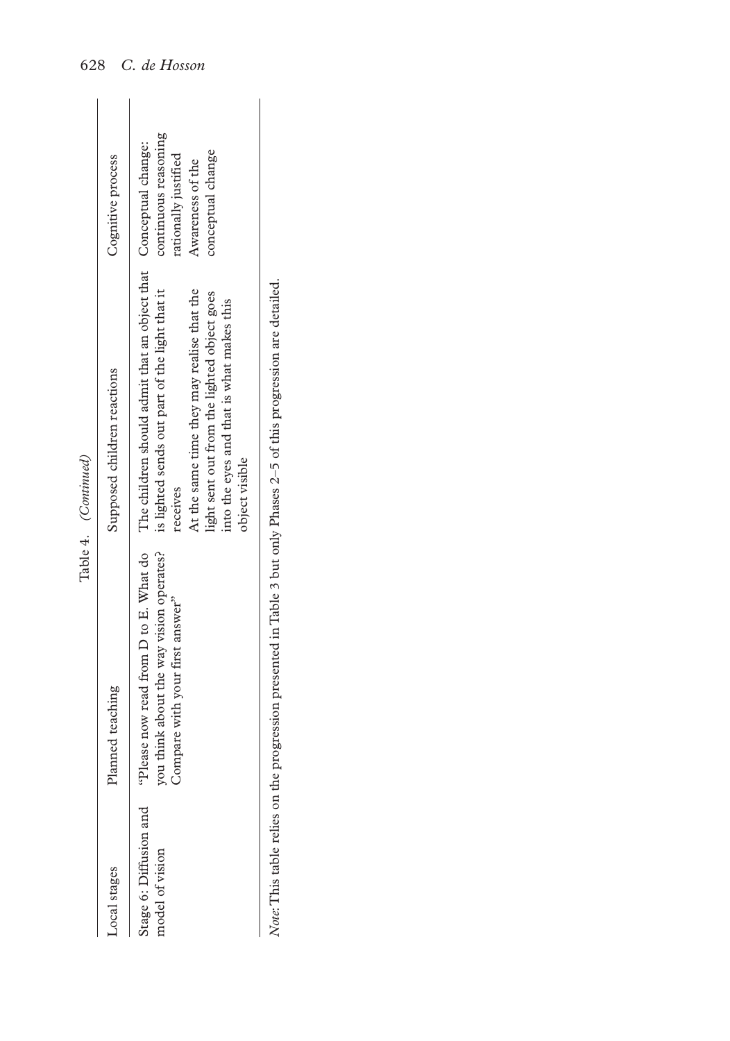Table 4. *(Continued)*

| Local stages | Planned teaching | Supposed children reactions | Cognitive process |
| --- | --- | --- | --- |
| Stage 6: Diffusion and model of vision | "Please now read from D to E. What do you think about the way vision operates? Compare with your first answer" | The children should admit that an object that is lighted sends out part of the light that it receives<br>At the same time they may realise that the light sent out from the lighted object goes into the eyes and that is what makes this object visible | Conceptual change: continuous reasoning rationally justified<br>Awareness of the conceptual change |

*Note*: This table relies on the progression presented in Table 3 but only Phases 2–5 of this progression are detailed.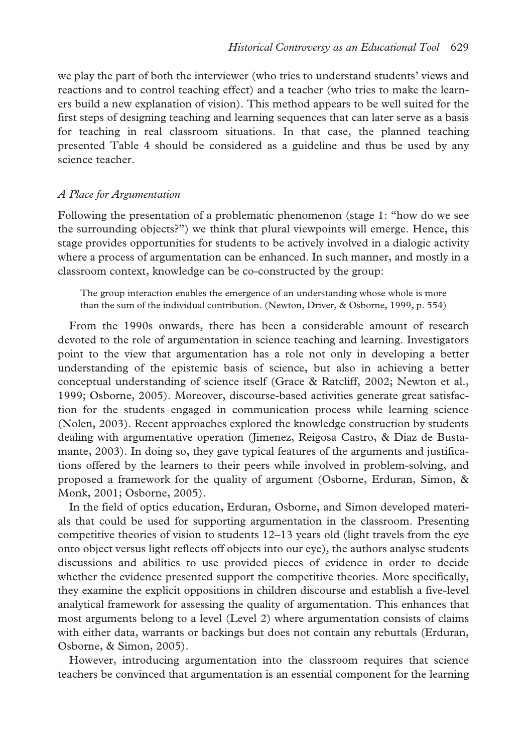we play the part of both the interviewer (who tries to understand students' views and reactions and to control teaching effect) and a teacher (who tries to make the learners build a new explanation of vision). This method appears to be well suited for the first steps of designing teaching and learning sequences that can later serve as a basis for teaching in real classroom situations. In that case, the planned teaching presented Table 4 should be considered as a guideline and thus be used by any science teacher.

### *A Place for Argumentation*

Following the presentation of a problematic phenomenon (stage 1: "how do we see the surrounding objects?") we think that plural viewpoints will emerge. Hence, this stage provides opportunities for students to be actively involved in a dialogic activity where a process of argumentation can be enhanced. In such manner, and mostly in a classroom context, knowledge can be co-constructed by the group:

> The group interaction enables the emergence of an understanding whose whole is more than the sum of the individual contribution. (Newton, Driver, & Osborne, 1999, p. 554)

From the 1990s onwards, there has been a considerable amount of research devoted to the role of argumentation in science teaching and learning. Investigators point to the view that argumentation has a role not only in developing a better understanding of the epistemic basis of science, but also in achieving a better conceptual understanding of science itself (Grace & Ratcliff, 2002; Newton et al., 1999; Osborne, 2005). Moreover, discourse-based activities generate great satisfaction for the students engaged in communication process while learning science (Nolen, 2003). Recent approaches explored the knowledge construction by students dealing with argumentative operation (Jimenez, Reigosa Castro, & Diaz de Bustamante, 2003). In doing so, they gave typical features of the arguments and justifications offered by the learners to their peers while involved in problem-solving, and proposed a framework for the quality of argument (Osborne, Erduran, Simon, & Monk, 2001; Osborne, 2005).

In the field of optics education, Erduran, Osborne, and Simon developed materials that could be used for supporting argumentation in the classroom. Presenting competitive theories of vision to students 12–13 years old (light travels from the eye onto object versus light reflects off objects into our eye), the authors analyse students discussions and abilities to use provided pieces of evidence in order to decide whether the evidence presented support the competitive theories. More specifically, they examine the explicit oppositions in children discourse and establish a five-level analytical framework for assessing the quality of argumentation. This enhances that most arguments belong to a level (Level 2) where argumentation consists of claims with either data, warrants or backings but does not contain any rebuttals (Erduran, Osborne, & Simon, 2005).

However, introducing argumentation into the classroom requires that science teachers be convinced that argumentation is an essential component for the learning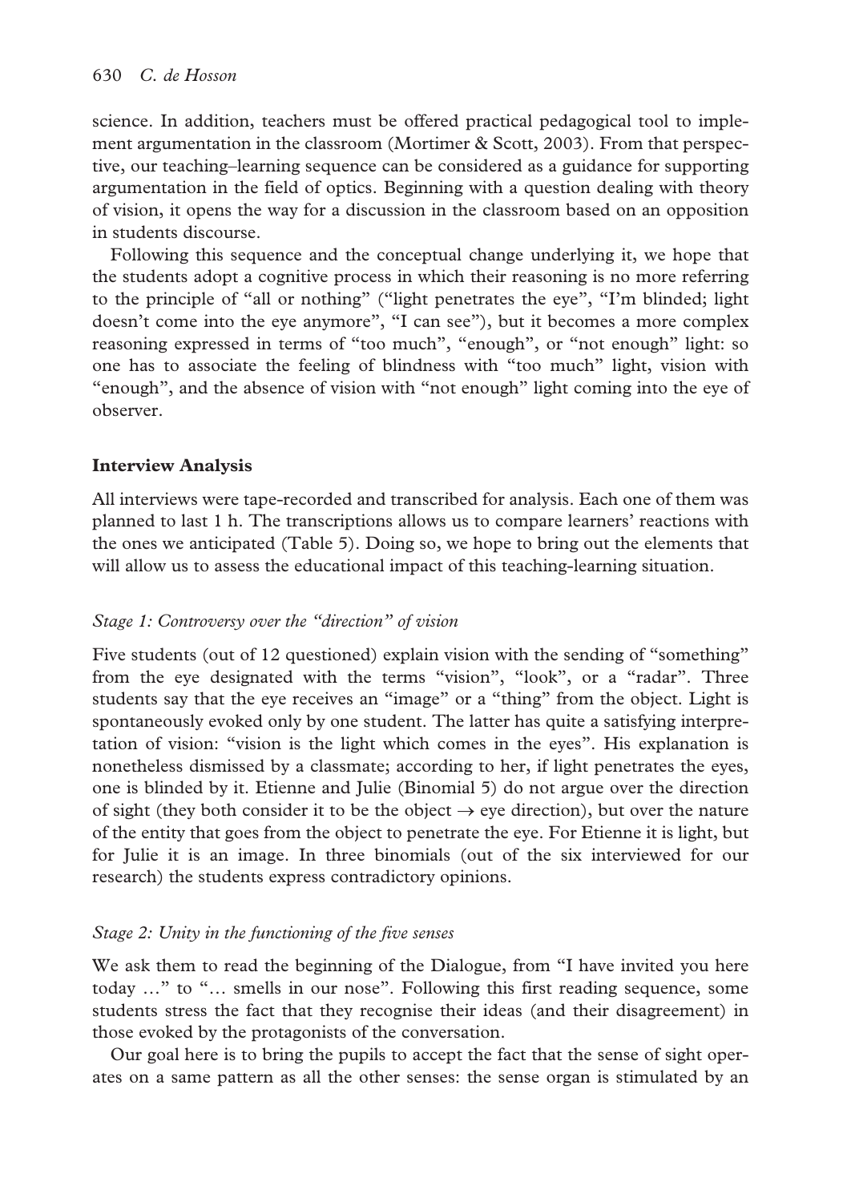science. In addition, teachers must be offered practical pedagogical tool to implement argumentation in the classroom (Mortimer & Scott, 2003). From that perspective, our teaching–learning sequence can be considered as a guidance for supporting argumentation in the field of optics. Beginning with a question dealing with theory of vision, it opens the way for a discussion in the classroom based on an opposition in students discourse.

Following this sequence and the conceptual change underlying it, we hope that the students adopt a cognitive process in which their reasoning is no more referring to the principle of "all or nothing" ("light penetrates the eye", "I'm blinded; light doesn't come into the eye anymore", "I can see"), but it becomes a more complex reasoning expressed in terms of "too much", "enough", or "not enough" light: so one has to associate the feeling of blindness with "too much" light, vision with "enough", and the absence of vision with "not enough" light coming into the eye of observer.

## Interview Analysis

All interviews were tape-recorded and transcribed for analysis. Each one of them was planned to last 1 h. The transcriptions allows us to compare learners' reactions with the ones we anticipated (Table 5). Doing so, we hope to bring out the elements that will allow us to assess the educational impact of this teaching-learning situation.

### *Stage 1: Controversy over the "direction" of vision*

Five students (out of 12 questioned) explain vision with the sending of "something" from the eye designated with the terms "vision", "look", or a "radar". Three students say that the eye receives an "image" or a "thing" from the object. Light is spontaneously evoked only by one student. The latter has quite a satisfying interpretation of vision: "vision is the light which comes in the eyes". His explanation is nonetheless dismissed by a classmate; according to her, if light penetrates the eyes, one is blinded by it. Etienne and Julie (Binomial 5) do not argue over the direction of sight (they both consider it to be the object $\rightarrow$ eye direction), but over the nature of the entity that goes from the object to penetrate the eye. For Etienne it is light, but for Julie it is an image. In three binomials (out of the six interviewed for our research) the students express contradictory opinions.

### *Stage 2: Unity in the functioning of the five senses*

We ask them to read the beginning of the Dialogue, from "I have invited you here today …" to "… smells in our nose". Following this first reading sequence, some students stress the fact that they recognise their ideas (and their disagreement) in those evoked by the protagonists of the conversation.

Our goal here is to bring the pupils to accept the fact that the sense of sight operates on a same pattern as all the other senses: the sense organ is stimulated by an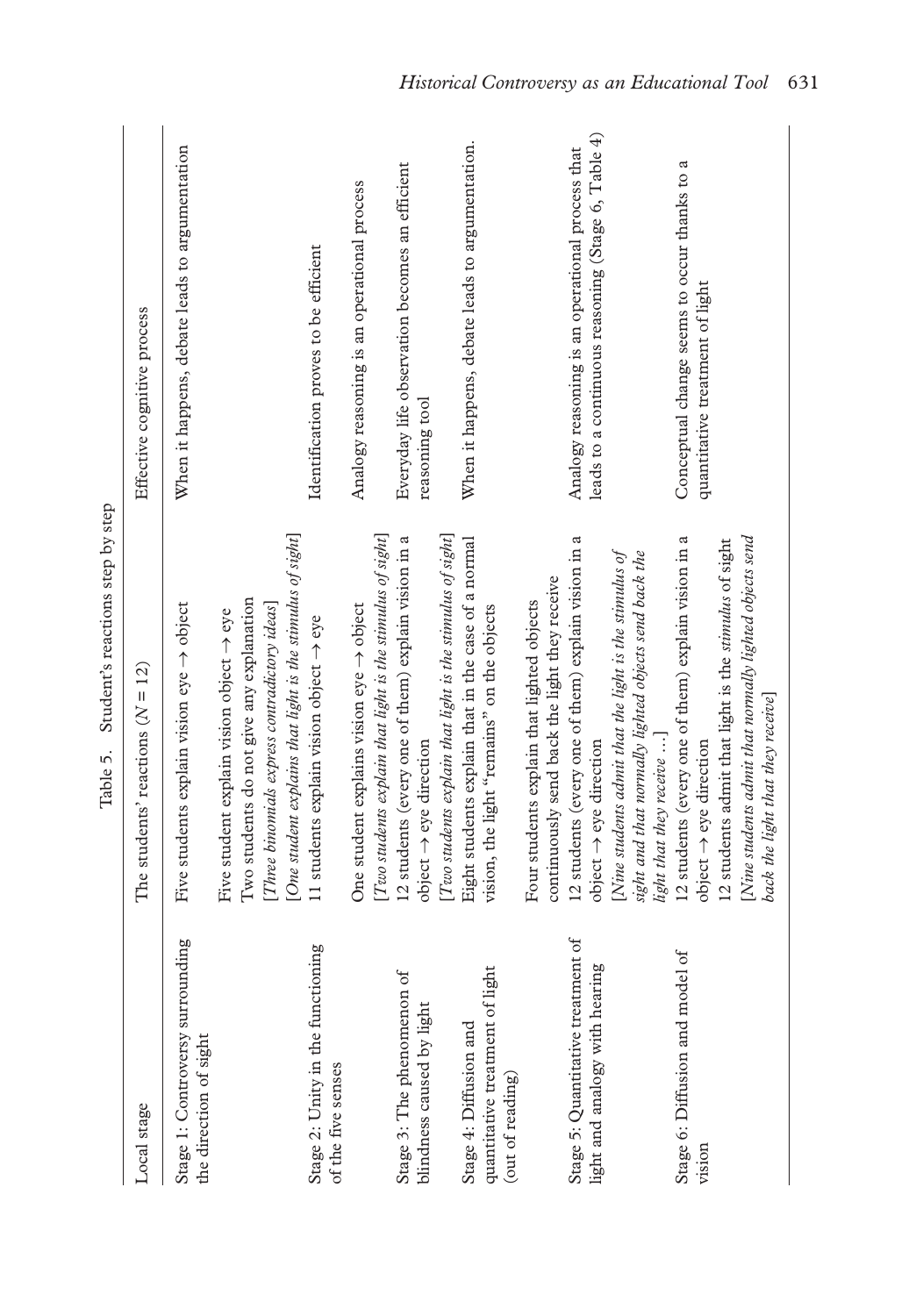Table 5. Student's reactions step by step

| Local stage | The students' reactions ($N = 12$) | Effective cognitive process |
| --- | --- | --- |
| Stage 1: Controversy surrounding the direction of sight | Five students explain vision eye → object<br>Five student explain vision object → eye<br>Two students do not give any explanation<br>*[Three binomials express contradictory ideas]*<br>*[One student explains that light is the stimulus of sight]* | When it happens, debate leads to argumentation |
| Stage 2: Unity in the functioning of the five senses | 11 students explain vision object → eye<br>One student explains vision eye → object<br>*[Two students explain that light is the stimulus of sight]* | Identification proves to be efficient<br>Analogy reasoning is an operational process |
| Stage 3: The phenomenon of blindness caused by light | 12 students (every one of them) explain vision in a object → eye direction<br>*[Two students explain that light is the stimulus of sight]* | Everyday life observation becomes an efficient reasoning tool |
| Stage 4: Diffusion and quantitative treatment of light (out of reading) | Eight students explain that in the case of a normal vision, the light "remains" on the objects<br>Four students explain that lighted objects continuously send back the light they receive | When it happens, debate leads to argumentation. |
| Stage 5: Quantitative treatment of light and analogy with hearing | 12 students (every one of them) explain vision in a object → eye direction<br>*[Nine students admit that the light is the stimulus of sight and that normally lighted objects send back the light that they receive …]* | Analogy reasoning is an operational process that leads to a continuous reasoning (Stage 6, Table 4) |
| Stage 6: Diffusion and model of vision | 12 students (every one of them) explain vision in a object → eye direction<br>12 students admit that light is the stimulus of sight<br>*[Nine students admit that normally lighted objects send back the light that they receive]* | Conceptual change seems to occur thanks to a quantitative treatment of light |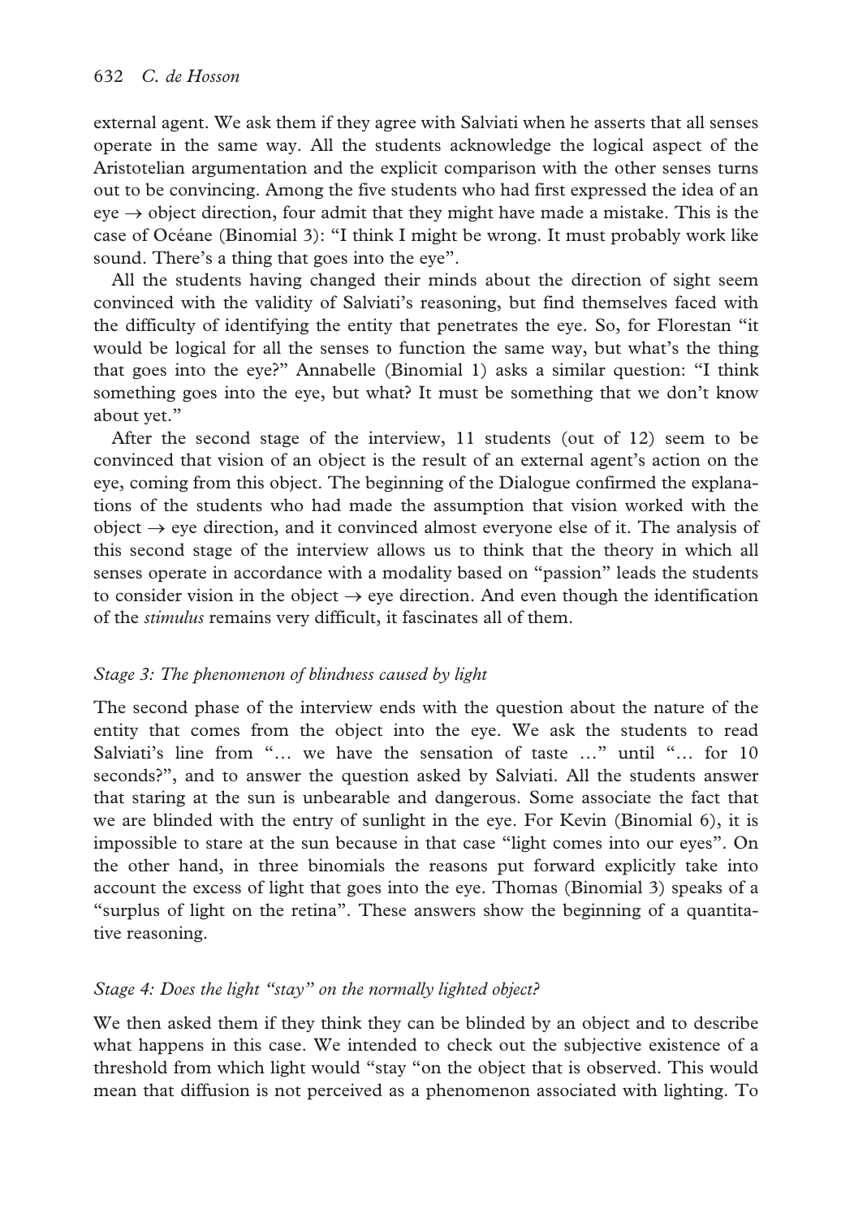external agent. We ask them if they agree with Salviati when he asserts that all senses operate in the same way. All the students acknowledge the logical aspect of the Aristotelian argumentation and the explicit comparison with the other senses turns out to be convincing. Among the five students who had first expressed the idea of an eye → object direction, four admit that they might have made a mistake. This is the case of Océane (Binomial 3): "I think I might be wrong. It must probably work like sound. There's a thing that goes into the eye".

All the students having changed their minds about the direction of sight seem convinced with the validity of Salviati's reasoning, but find themselves faced with the difficulty of identifying the entity that penetrates the eye. So, for Florestan "it would be logical for all the senses to function the same way, but what's the thing that goes into the eye?" Annabelle (Binomial 1) asks a similar question: "I think something goes into the eye, but what? It must be something that we don't know about yet."

After the second stage of the interview, 11 students (out of 12) seem to be convinced that vision of an object is the result of an external agent's action on the eye, coming from this object. The beginning of the Dialogue confirmed the explanations of the students who had made the assumption that vision worked with the object → eye direction, and it convinced almost everyone else of it. The analysis of this second stage of the interview allows us to think that the theory in which all senses operate in accordance with a modality based on "passion" leads the students to consider vision in the object → eye direction. And even though the identification of the *stimulus* remains very difficult, it fascinates all of them.

### *Stage 3: The phenomenon of blindness caused by light*

The second phase of the interview ends with the question about the nature of the entity that comes from the object into the eye. We ask the students to read Salviati's line from "… we have the sensation of taste …" until "… for 10 seconds?", and to answer the question asked by Salviati. All the students answer that staring at the sun is unbearable and dangerous. Some associate the fact that we are blinded with the entry of sunlight in the eye. For Kevin (Binomial 6), it is impossible to stare at the sun because in that case "light comes into our eyes". On the other hand, in three binomials the reasons put forward explicitly take into account the excess of light that goes into the eye. Thomas (Binomial 3) speaks of a "surplus of light on the retina". These answers show the beginning of a quantitative reasoning.

### *Stage 4: Does the light "stay" on the normally lighted object?*

We then asked them if they think they can be blinded by an object and to describe what happens in this case. We intended to check out the subjective existence of a threshold from which light would "stay "on the object that is observed. This would mean that diffusion is not perceived as a phenomenon associated with lighting. To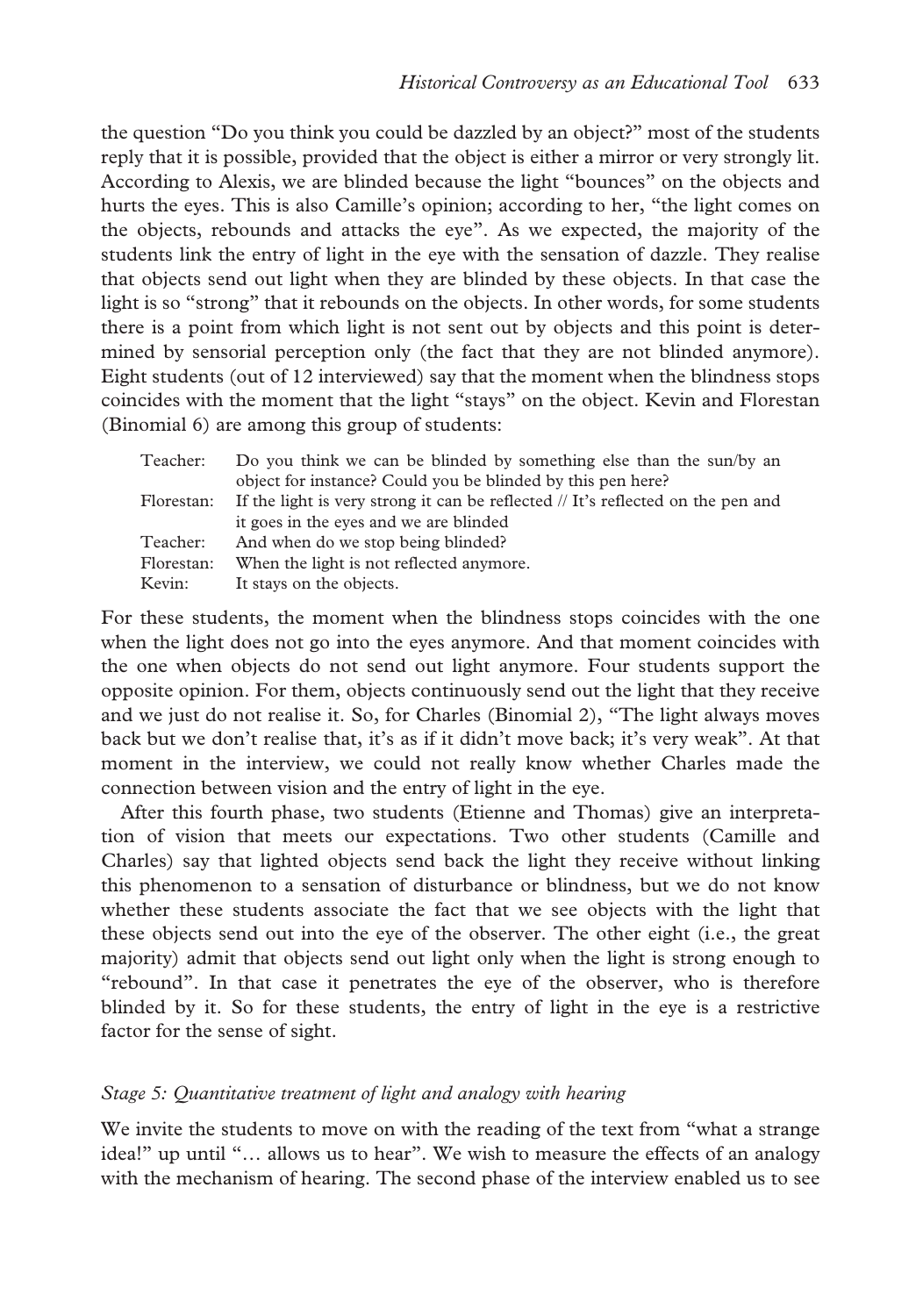the question "Do you think you could be dazzled by an object?" most of the students reply that it is possible, provided that the object is either a mirror or very strongly lit. According to Alexis, we are blinded because the light "bounces" on the objects and hurts the eyes. This is also Camille's opinion; according to her, "the light comes on the objects, rebounds and attacks the eye". As we expected, the majority of the students link the entry of light in the eye with the sensation of dazzle. They realise that objects send out light when they are blinded by these objects. In that case the light is so "strong" that it rebounds on the objects. In other words, for some students there is a point from which light is not sent out by objects and this point is determined by sensorial perception only (the fact that they are not blinded anymore). Eight students (out of 12 interviewed) say that the moment when the blindness stops coincides with the moment that the light "stays" on the object. Kevin and Florestan (Binomial 6) are among this group of students:

| | |
|---|---|
| Teacher: | Do you think we can be blinded by something else than the sun/by an object for instance? Could you be blinded by this pen here? |
| Florestan: | If the light is very strong it can be reflected // It's reflected on the pen and it goes in the eyes and we are blinded |
| Teacher: | And when do we stop being blinded? |
| Florestan: | When the light is not reflected anymore. |
| Kevin: | It stays on the objects. |

For these students, the moment when the blindness stops coincides with the one when the light does not go into the eyes anymore. And that moment coincides with the one when objects do not send out light anymore. Four students support the opposite opinion. For them, objects continuously send out the light that they receive and we just do not realise it. So, for Charles (Binomial 2), "The light always moves back but we don't realise that, it's as if it didn't move back; it's very weak". At that moment in the interview, we could not really know whether Charles made the connection between vision and the entry of light in the eye.

After this fourth phase, two students (Etienne and Thomas) give an interpretation of vision that meets our expectations. Two other students (Camille and Charles) say that lighted objects send back the light they receive without linking this phenomenon to a sensation of disturbance or blindness, but we do not know whether these students associate the fact that we see objects with the light that these objects send out into the eye of the observer. The other eight (i.e., the great majority) admit that objects send out light only when the light is strong enough to "rebound". In that case it penetrates the eye of the observer, who is therefore blinded by it. So for these students, the entry of light in the eye is a restrictive factor for the sense of sight.

### *Stage 5: Quantitative treatment of light and analogy with hearing*

We invite the students to move on with the reading of the text from "what a strange idea!" up until "… allows us to hear". We wish to measure the effects of an analogy with the mechanism of hearing. The second phase of the interview enabled us to see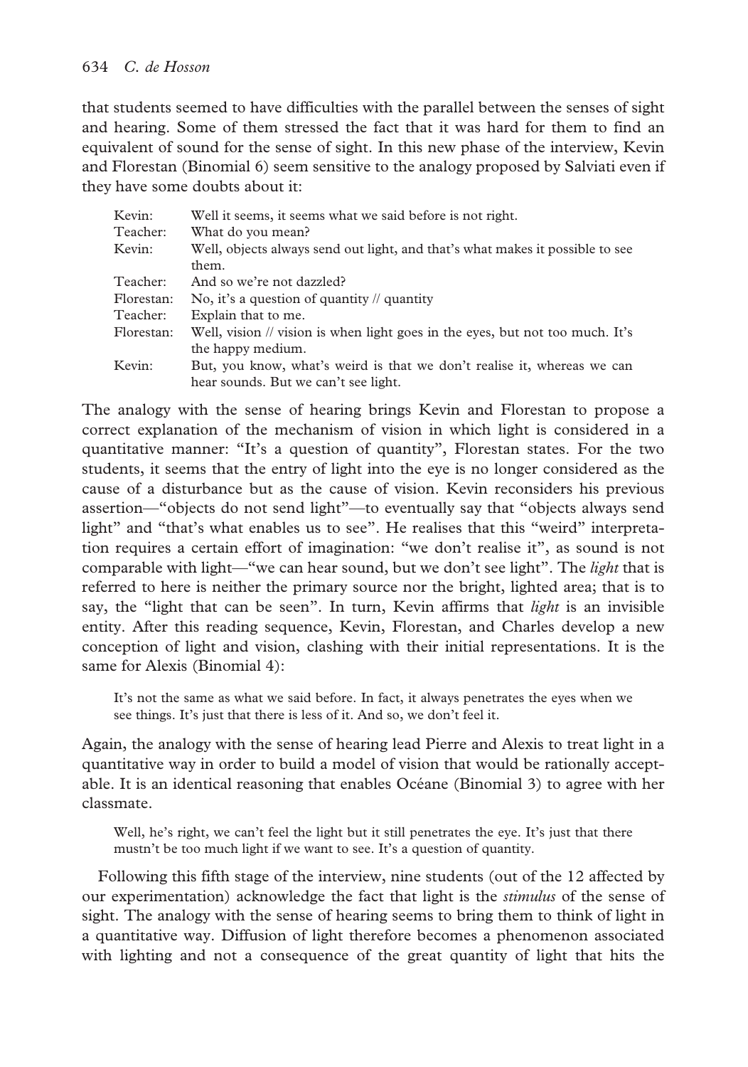that students seemed to have difficulties with the parallel between the senses of sight and hearing. Some of them stressed the fact that it was hard for them to find an equivalent of sound for the sense of sight. In this new phase of the interview, Kevin and Florestan (Binomial 6) seem sensitive to the analogy proposed by Salviati even if they have some doubts about it:

| | |
|---|---|
| Kevin: | Well it seems, it seems what we said before is not right. |
| Teacher: | What do you mean? |
| Kevin: | Well, objects always send out light, and that's what makes it possible to see them. |
| Teacher: | And so we're not dazzled? |
| Florestan: | No, it's a question of quantity // quantity |
| Teacher: | Explain that to me. |
| Florestan: | Well, vision // vision is when light goes in the eyes, but not too much. It's the happy medium. |
| Kevin: | But, you know, what's weird is that we don't realise it, whereas we can hear sounds. But we can't see light. |

The analogy with the sense of hearing brings Kevin and Florestan to propose a correct explanation of the mechanism of vision in which light is considered in a quantitative manner: "It's a question of quantity", Florestan states. For the two students, it seems that the entry of light into the eye is no longer considered as the cause of a disturbance but as the cause of vision. Kevin reconsiders his previous assertion—"objects do not send light"—to eventually say that "objects always send light" and "that's what enables us to see". He realises that this "weird" interpretation requires a certain effort of imagination: "we don't realise it", as sound is not comparable with light—"we can hear sound, but we don't see light". The *light* that is referred to here is neither the primary source nor the bright, lighted area; that is to say, the "light that can be seen". In turn, Kevin affirms that *light* is an invisible entity. After this reading sequence, Kevin, Florestan, and Charles develop a new conception of light and vision, clashing with their initial representations. It is the same for Alexis (Binomial 4):

> It's not the same as what we said before. In fact, it always penetrates the eyes when we see things. It's just that there is less of it. And so, we don't feel it.

Again, the analogy with the sense of hearing lead Pierre and Alexis to treat light in a quantitative way in order to build a model of vision that would be rationally acceptable. It is an identical reasoning that enables Océane (Binomial 3) to agree with her classmate.

> Well, he's right, we can't feel the light but it still penetrates the eye. It's just that there mustn't be too much light if we want to see. It's a question of quantity.

Following this fifth stage of the interview, nine students (out of the 12 affected by our experimentation) acknowledge the fact that light is the *stimulus* of the sense of sight. The analogy with the sense of hearing seems to bring them to think of light in a quantitative way. Diffusion of light therefore becomes a phenomenon associated with lighting and not a consequence of the great quantity of light that hits the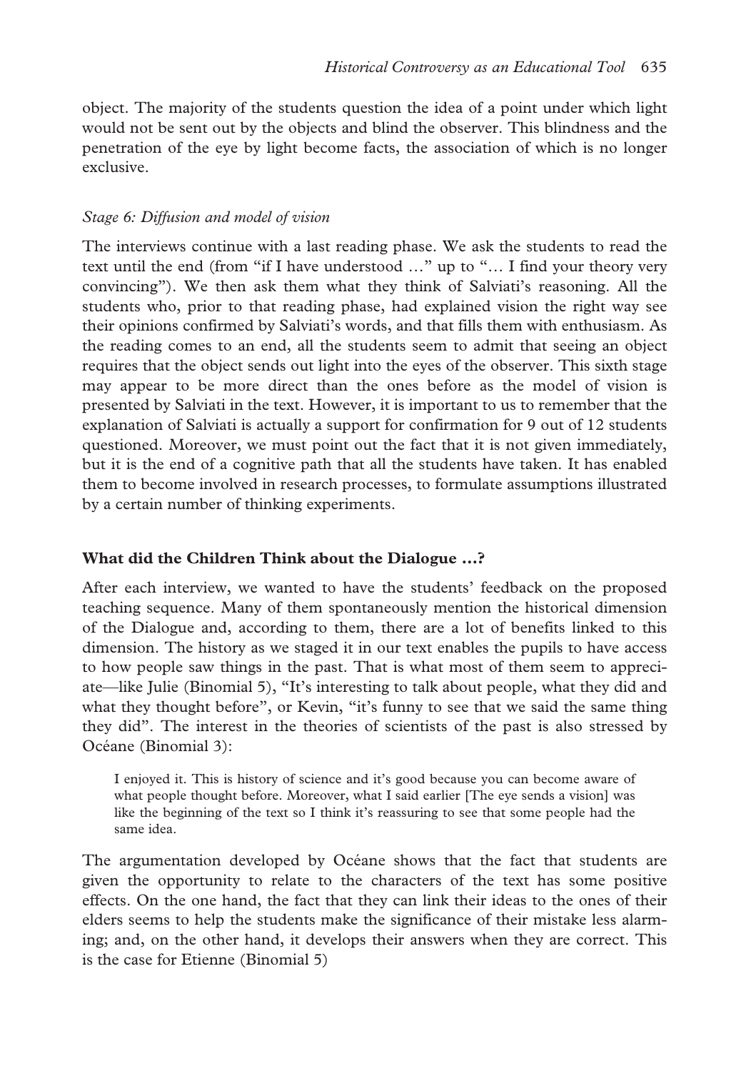object. The majority of the students question the idea of a point under which light would not be sent out by the objects and blind the observer. This blindness and the penetration of the eye by light become facts, the association of which is no longer exclusive.

*Stage 6: Diffusion and model of vision*

The interviews continue with a last reading phase. We ask the students to read the text until the end (from "if I have understood …" up to "… I find your theory very convincing"). We then ask them what they think of Salviati's reasoning. All the students who, prior to that reading phase, had explained vision the right way see their opinions confirmed by Salviati's words, and that fills them with enthusiasm. As the reading comes to an end, all the students seem to admit that seeing an object requires that the object sends out light into the eyes of the observer. This sixth stage may appear to be more direct than the ones before as the model of vision is presented by Salviati in the text. However, it is important to us to remember that the explanation of Salviati is actually a support for confirmation for 9 out of 12 students questioned. Moreover, we must point out the fact that it is not given immediately, but it is the end of a cognitive path that all the students have taken. It has enabled them to become involved in research processes, to formulate assumptions illustrated by a certain number of thinking experiments.

## What did the Children Think about the Dialogue …?

After each interview, we wanted to have the students' feedback on the proposed teaching sequence. Many of them spontaneously mention the historical dimension of the Dialogue and, according to them, there are a lot of benefits linked to this dimension. The history as we staged it in our text enables the pupils to have access to how people saw things in the past. That is what most of them seem to appreciate—like Julie (Binomial 5), "It's interesting to talk about people, what they did and what they thought before", or Kevin, "it's funny to see that we said the same thing they did". The interest in the theories of scientists of the past is also stressed by Océane (Binomial 3):

> I enjoyed it. This is history of science and it's good because you can become aware of what people thought before. Moreover, what I said earlier [The eye sends a vision] was like the beginning of the text so I think it's reassuring to see that some people had the same idea.

The argumentation developed by Océane shows that the fact that students are given the opportunity to relate to the characters of the text has some positive effects. On the one hand, the fact that they can link their ideas to the ones of their elders seems to help the students make the significance of their mistake less alarming; and, on the other hand, it develops their answers when they are correct. This is the case for Etienne (Binomial 5)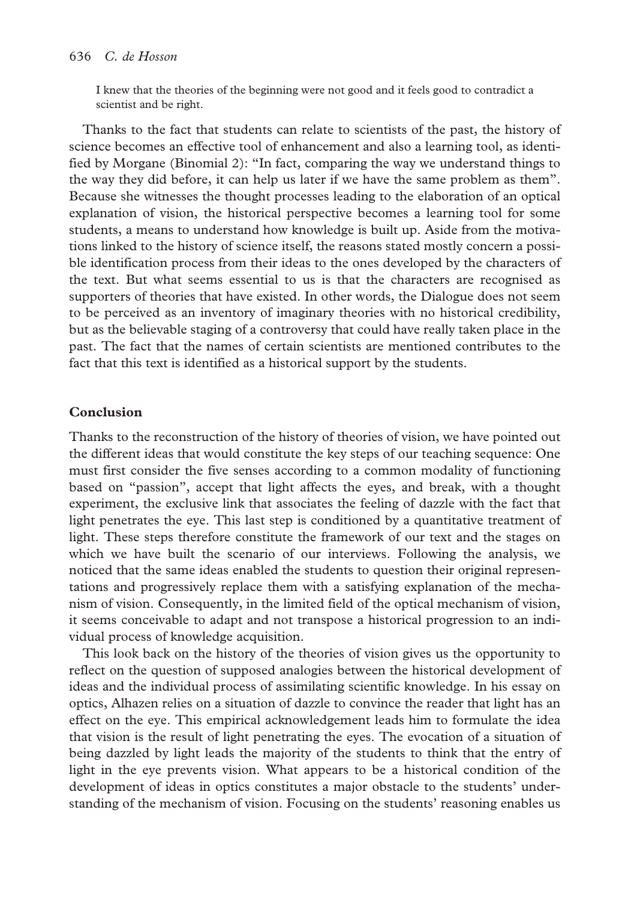I knew that the theories of the beginning were not good and it feels good to contradict a scientist and be right.

Thanks to the fact that students can relate to scientists of the past, the history of science becomes an effective tool of enhancement and also a learning tool, as identified by Morgane (Binomial 2): "In fact, comparing the way we understand things to the way they did before, it can help us later if we have the same problem as them". Because she witnesses the thought processes leading to the elaboration of an optical explanation of vision, the historical perspective becomes a learning tool for some students, a means to understand how knowledge is built up. Aside from the motivations linked to the history of science itself, the reasons stated mostly concern a possible identification process from their ideas to the ones developed by the characters of the text. But what seems essential to us is that the characters are recognised as supporters of theories that have existed. In other words, the Dialogue does not seem to be perceived as an inventory of imaginary theories with no historical credibility, but as the believable staging of a controversy that could have really taken place in the past. The fact that the names of certain scientists are mentioned contributes to the fact that this text is identified as a historical support by the students.

## Conclusion

Thanks to the reconstruction of the history of theories of vision, we have pointed out the different ideas that would constitute the key steps of our teaching sequence: One must first consider the five senses according to a common modality of functioning based on "passion", accept that light affects the eyes, and break, with a thought experiment, the exclusive link that associates the feeling of dazzle with the fact that light penetrates the eye. This last step is conditioned by a quantitative treatment of light. These steps therefore constitute the framework of our text and the stages on which we have built the scenario of our interviews. Following the analysis, we noticed that the same ideas enabled the students to question their original representations and progressively replace them with a satisfying explanation of the mechanism of vision. Consequently, in the limited field of the optical mechanism of vision, it seems conceivable to adapt and not transpose a historical progression to an individual process of knowledge acquisition.

This look back on the history of the theories of vision gives us the opportunity to reflect on the question of supposed analogies between the historical development of ideas and the individual process of assimilating scientific knowledge. In his essay on optics, Alhazen relies on a situation of dazzle to convince the reader that light has an effect on the eye. This empirical acknowledgement leads him to formulate the idea that vision is the result of light penetrating the eyes. The evocation of a situation of being dazzled by light leads the majority of the students to think that the entry of light in the eye prevents vision. What appears to be a historical condition of the development of ideas in optics constitutes a major obstacle to the students' understanding of the mechanism of vision. Focusing on the students' reasoning enables us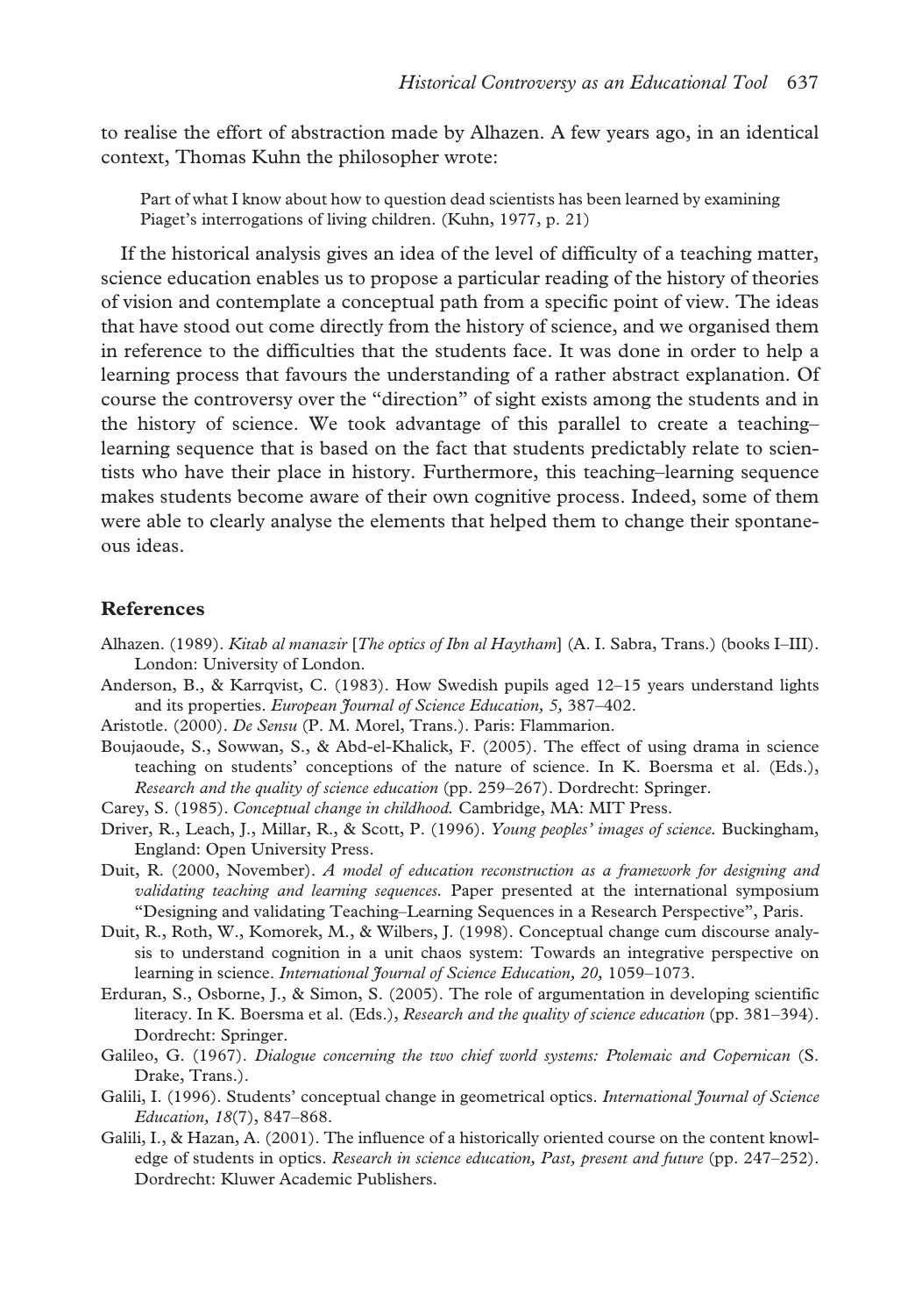to realise the effort of abstraction made by Alhazen. A few years ago, in an identical context, Thomas Kuhn the philosopher wrote:

> Part of what I know about how to question dead scientists has been learned by examining Piaget's interrogations of living children. (Kuhn, 1977, p. 21)

If the historical analysis gives an idea of the level of difficulty of a teaching matter, science education enables us to propose a particular reading of the history of theories of vision and contemplate a conceptual path from a specific point of view. The ideas that have stood out come directly from the history of science, and we organised them in reference to the difficulties that the students face. It was done in order to help a learning process that favours the understanding of a rather abstract explanation. Of course the controversy over the "direction" of sight exists among the students and in the history of science. We took advantage of this parallel to create a teaching–learning sequence that is based on the fact that students predictably relate to scientists who have their place in history. Furthermore, this teaching–learning sequence makes students become aware of their own cognitive process. Indeed, some of them were able to clearly analyse the elements that helped them to change their spontaneous ideas.

## References

Alhazen. (1989). *Kitab al manazir* [*The optics of Ibn al Haytham*] (A. I. Sabra, Trans.) (books I–III). London: University of London.

Anderson, B., & Karrqvist, C. (1983). How Swedish pupils aged 12–15 years understand lights and its properties. *European Journal of Science Education, 5,* 387–402.

Aristotle. (2000). *De Sensu* (P. M. Morel, Trans.). Paris: Flammarion.

Boujaoude, S., Sowwan, S., & Abd-el-Khalick, F. (2005). The effect of using drama in science teaching on students' conceptions of the nature of science. In K. Boersma et al. (Eds.), *Research and the quality of science education* (pp. 259–267). Dordrecht: Springer.

Carey, S. (1985). *Conceptual change in childhood.* Cambridge, MA: MIT Press.

Driver, R., Leach, J., Millar, R., & Scott, P. (1996). *Young peoples' images of science.* Buckingham, England: Open University Press.

Duit, R. (2000, November). *A model of education reconstruction as a framework for designing and validating teaching and learning sequences.* Paper presented at the international symposium "Designing and validating Teaching–Learning Sequences in a Research Perspective", Paris.

Duit, R., Roth, W., Komorek, M., & Wilbers, J. (1998). Conceptual change cum discourse analysis to understand cognition in a unit chaos system: Towards an integrative perspective on learning in science. *International Journal of Science Education, 20,* 1059–1073.

Erduran, S., Osborne, J., & Simon, S. (2005). The role of argumentation in developing scientific literacy. In K. Boersma et al. (Eds.), *Research and the quality of science education* (pp. 381–394). Dordrecht: Springer.

Galileo, G. (1967). *Dialogue concerning the two chief world systems: Ptolemaic and Copernican* (S. Drake, Trans.).

Galili, I. (1996). Students' conceptual change in geometrical optics. *International Journal of Science Education, 18*(7), 847–868.

Galili, I., & Hazan, A. (2001). The influence of a historically oriented course on the content knowledge of students in optics. *Research in science education, Past, present and future* (pp. 247–252). Dordrecht: Kluwer Academic Publishers.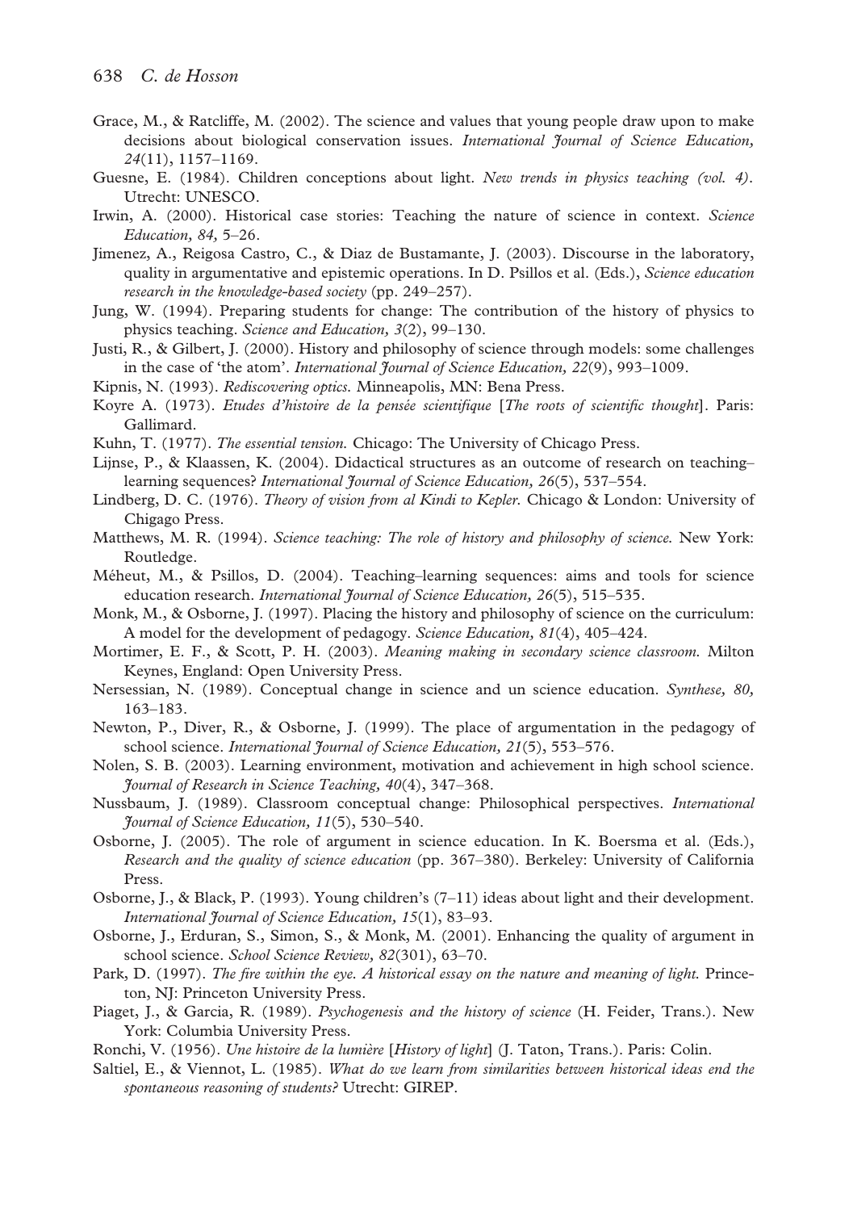Grace, M., & Ratcliffe, M. (2002). The science and values that young people draw upon to make decisions about biological conservation issues. *International Journal of Science Education, 24*(11), 1157–1169.

Guesne, E. (1984). Children conceptions about light. *New trends in physics teaching (vol. 4)*. Utrecht: UNESCO.

Irwin, A. (2000). Historical case stories: Teaching the nature of science in context. *Science Education, 84*, 5–26.

Jimenez, A., Reigosa Castro, C., & Diaz de Bustamante, J. (2003). Discourse in the laboratory, quality in argumentative and epistemic operations. In D. Psillos et al. (Eds.), *Science education research in the knowledge-based society* (pp. 249–257).

Jung, W. (1994). Preparing students for change: The contribution of the history of physics to physics teaching. *Science and Education, 3*(2), 99–130.

Justi, R., & Gilbert, J. (2000). History and philosophy of science through models: some challenges in the case of 'the atom'. *International Journal of Science Education, 22*(9), 993–1009.

Kipnis, N. (1993). *Rediscovering optics.* Minneapolis, MN: Bena Press.

Koyre A. (1973). *Etudes d'histoire de la pensée scientifique* [*The roots of scientific thought*]. Paris: Gallimard.

Kuhn, T. (1977). *The essential tension.* Chicago: The University of Chicago Press.

Lijnse, P., & Klaassen, K. (2004). Didactical structures as an outcome of research on teaching–learning sequences? *International Journal of Science Education, 26*(5), 537–554.

Lindberg, D. C. (1976). *Theory of vision from al Kindi to Kepler.* Chicago & London: University of Chigago Press.

Matthews, M. R. (1994). *Science teaching: The role of history and philosophy of science.* New York: Routledge.

Méheut, M., & Psillos, D. (2004). Teaching–learning sequences: aims and tools for science education research. *International Journal of Science Education, 26*(5), 515–535.

Monk, M., & Osborne, J. (1997). Placing the history and philosophy of science on the curriculum: A model for the development of pedagogy. *Science Education, 81*(4), 405–424.

Mortimer, E. F., & Scott, P. H. (2003). *Meaning making in secondary science classroom.* Milton Keynes, England: Open University Press.

Nersessian, N. (1989). Conceptual change in science and un science education. *Synthese, 80*, 163–183.

Newton, P., Diver, R., & Osborne, J. (1999). The place of argumentation in the pedagogy of school science. *International Journal of Science Education, 21*(5), 553–576.

Nolen, S. B. (2003). Learning environment, motivation and achievement in high school science. *Journal of Research in Science Teaching, 40*(4), 347–368.

Nussbaum, J. (1989). Classroom conceptual change: Philosophical perspectives. *International Journal of Science Education, 11*(5), 530–540.

Osborne, J. (2005). The role of argument in science education. In K. Boersma et al. (Eds.), *Research and the quality of science education* (pp. 367–380). Berkeley: University of California Press.

Osborne, J., & Black, P. (1993). Young children's (7–11) ideas about light and their development. *International Journal of Science Education, 15*(1), 83–93.

Osborne, J., Erduran, S., Simon, S., & Monk, M. (2001). Enhancing the quality of argument in school science. *School Science Review, 82*(301), 63–70.

Park, D. (1997). *The fire within the eye. A historical essay on the nature and meaning of light.* Princeton, NJ: Princeton University Press.

Piaget, J., & Garcia, R. (1989). *Psychogenesis and the history of science* (H. Feider, Trans.). New York: Columbia University Press.

Ronchi, V. (1956). *Une histoire de la lumière* [*History of light*] (J. Taton, Trans.). Paris: Colin.

Saltiel, E., & Viennot, L. (1985). *What do we learn from similarities between historical ideas end the spontaneous reasoning of students?* Utrecht: GIREP.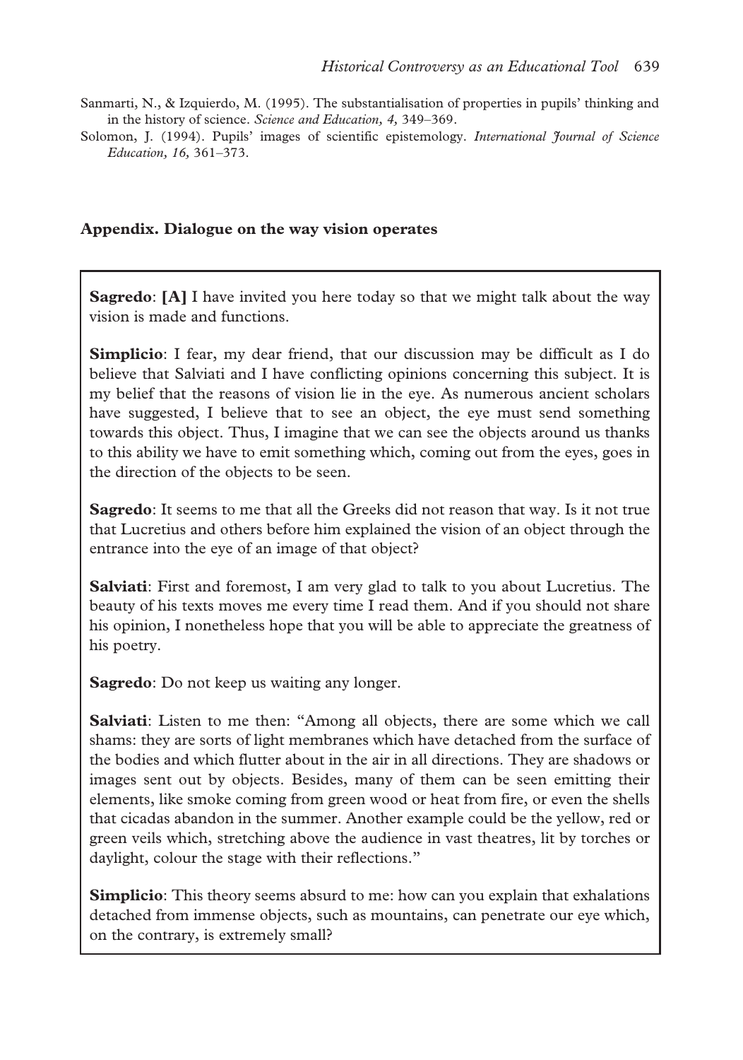Sanmarti, N., & Izquierdo, M. (1995). The substantialisation of properties in pupils' thinking and in the history of science. *Science and Education, 4,* 349–369.

Solomon, J. (1994). Pupils' images of scientific epistemology. *International Journal of Science Education, 16,* 361–373.

## Appendix. Dialogue on the way vision operates

**Sagredo**: **[A]** I have invited you here today so that we might talk about the way vision is made and functions.

**Simplicio**: I fear, my dear friend, that our discussion may be difficult as I do believe that Salviati and I have conflicting opinions concerning this subject. It is my belief that the reasons of vision lie in the eye. As numerous ancient scholars have suggested, I believe that to see an object, the eye must send something towards this object. Thus, I imagine that we can see the objects around us thanks to this ability we have to emit something which, coming out from the eyes, goes in the direction of the objects to be seen.

**Sagredo**: It seems to me that all the Greeks did not reason that way. Is it not true that Lucretius and others before him explained the vision of an object through the entrance into the eye of an image of that object?

**Salviati**: First and foremost, I am very glad to talk to you about Lucretius. The beauty of his texts moves me every time I read them. And if you should not share his opinion, I nonetheless hope that you will be able to appreciate the greatness of his poetry.

**Sagredo**: Do not keep us waiting any longer.

**Salviati**: Listen to me then: "Among all objects, there are some which we call shams: they are sorts of light membranes which have detached from the surface of the bodies and which flutter about in the air in all directions. They are shadows or images sent out by objects. Besides, many of them can be seen emitting their elements, like smoke coming from green wood or heat from fire, or even the shells that cicadas abandon in the summer. Another example could be the yellow, red or green veils which, stretching above the audience in vast theatres, lit by torches or daylight, colour the stage with their reflections."

**Simplicio**: This theory seems absurd to me: how can you explain that exhalations detached from immense objects, such as mountains, can penetrate our eye which, on the contrary, is extremely small?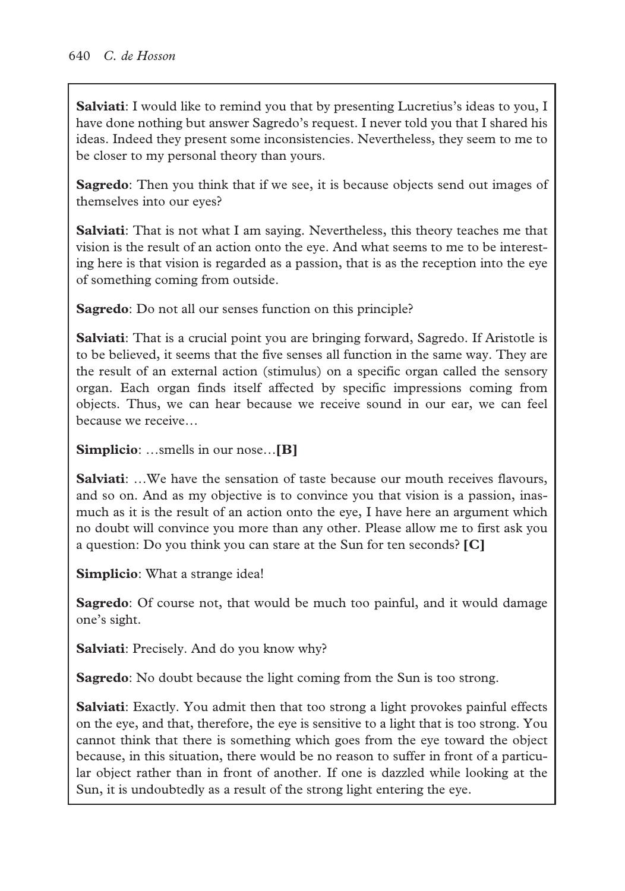**Salviati**: I would like to remind you that by presenting Lucretius's ideas to you, I have done nothing but answer Sagredo's request. I never told you that I shared his ideas. Indeed they present some inconsistencies. Nevertheless, they seem to me to be closer to my personal theory than yours.

**Sagredo**: Then you think that if we see, it is because objects send out images of themselves into our eyes?

**Salviati**: That is not what I am saying. Nevertheless, this theory teaches me that vision is the result of an action onto the eye. And what seems to me to be interesting here is that vision is regarded as a passion, that is as the reception into the eye of something coming from outside.

**Sagredo**: Do not all our senses function on this principle?

**Salviati**: That is a crucial point you are bringing forward, Sagredo. If Aristotle is to be believed, it seems that the five senses all function in the same way. They are the result of an external action (stimulus) on a specific organ called the sensory organ. Each organ finds itself affected by specific impressions coming from objects. Thus, we can hear because we receive sound in our ear, we can feel because we receive…

**Simplicio**: …smells in our nose…**[B]**

**Salviati**: …We have the sensation of taste because our mouth receives flavours, and so on. And as my objective is to convince you that vision is a passion, inasmuch as it is the result of an action onto the eye, I have here an argument which no doubt will convince you more than any other. Please allow me to first ask you a question: Do you think you can stare at the Sun for ten seconds? **[C]**

**Simplicio**: What a strange idea!

**Sagredo**: Of course not, that would be much too painful, and it would damage one's sight.

**Salviati**: Precisely. And do you know why?

**Sagredo**: No doubt because the light coming from the Sun is too strong.

**Salviati**: Exactly. You admit then that too strong a light provokes painful effects on the eye, and that, therefore, the eye is sensitive to a light that is too strong. You cannot think that there is something which goes from the eye toward the object because, in this situation, there would be no reason to suffer in front of a particular object rather than in front of another. If one is dazzled while looking at the Sun, it is undoubtedly as a result of the strong light entering the eye.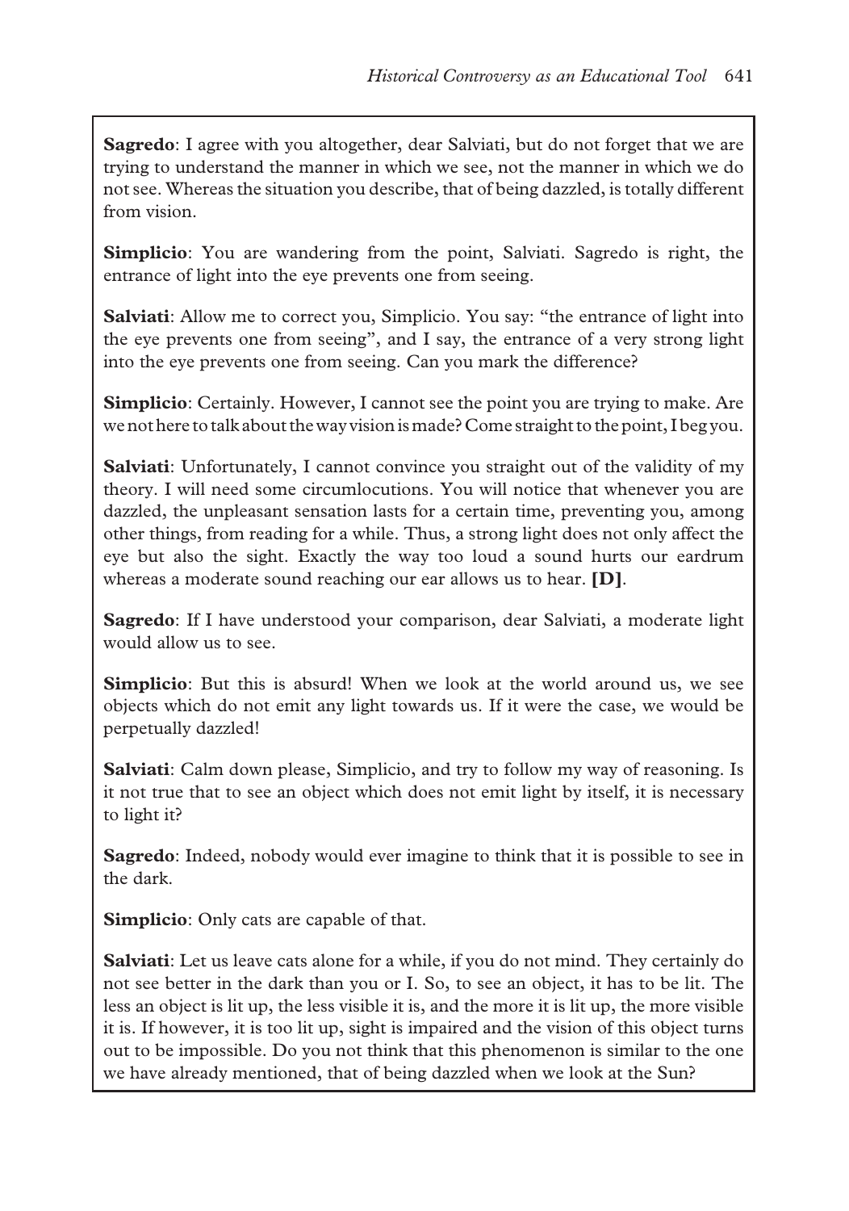**Sagredo**: I agree with you altogether, dear Salviati, but do not forget that we are trying to understand the manner in which we see, not the manner in which we do not see. Whereas the situation you describe, that of being dazzled, is totally different from vision.

**Simplicio**: You are wandering from the point, Salviati. Sagredo is right, the entrance of light into the eye prevents one from seeing.

**Salviati**: Allow me to correct you, Simplicio. You say: "the entrance of light into the eye prevents one from seeing", and I say, the entrance of a very strong light into the eye prevents one from seeing. Can you mark the difference?

**Simplicio**: Certainly. However, I cannot see the point you are trying to make. Are we not here to talk about the way vision is made? Come straight to the point, I beg you.

**Salviati**: Unfortunately, I cannot convince you straight out of the validity of my theory. I will need some circumlocutions. You will notice that whenever you are dazzled, the unpleasant sensation lasts for a certain time, preventing you, among other things, from reading for a while. Thus, a strong light does not only affect the eye but also the sight. Exactly the way too loud a sound hurts our eardrum whereas a moderate sound reaching our ear allows us to hear. **[D]**.

**Sagredo**: If I have understood your comparison, dear Salviati, a moderate light would allow us to see.

**Simplicio**: But this is absurd! When we look at the world around us, we see objects which do not emit any light towards us. If it were the case, we would be perpetually dazzled!

**Salviati**: Calm down please, Simplicio, and try to follow my way of reasoning. Is it not true that to see an object which does not emit light by itself, it is necessary to light it?

**Sagredo**: Indeed, nobody would ever imagine to think that it is possible to see in the dark.

**Simplicio**: Only cats are capable of that.

**Salviati**: Let us leave cats alone for a while, if you do not mind. They certainly do not see better in the dark than you or I. So, to see an object, it has to be lit. The less an object is lit up, the less visible it is, and the more it is lit up, the more visible it is. If however, it is too lit up, sight is impaired and the vision of this object turns out to be impossible. Do you not think that this phenomenon is similar to the one we have already mentioned, that of being dazzled when we look at the Sun?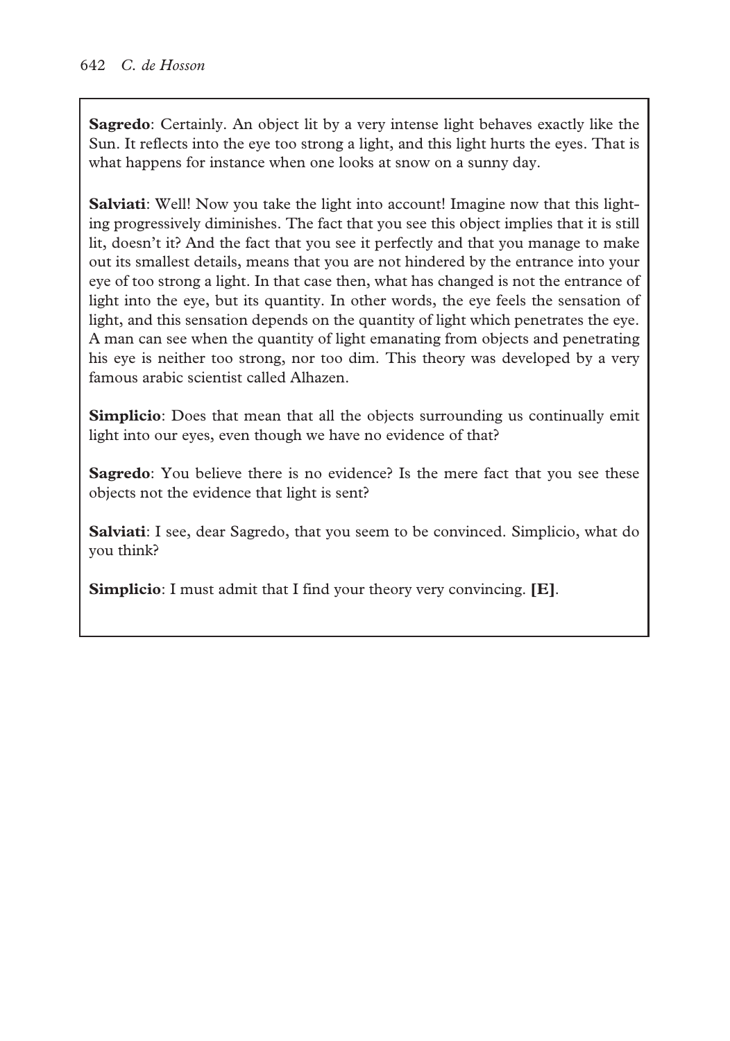**Sagredo**: Certainly. An object lit by a very intense light behaves exactly like the Sun. It reflects into the eye too strong a light, and this light hurts the eyes. That is what happens for instance when one looks at snow on a sunny day.

**Salviati**: Well! Now you take the light into account! Imagine now that this lighting progressively diminishes. The fact that you see this object implies that it is still lit, doesn't it? And the fact that you see it perfectly and that you manage to make out its smallest details, means that you are not hindered by the entrance into your eye of too strong a light. In that case then, what has changed is not the entrance of light into the eye, but its quantity. In other words, the eye feels the sensation of light, and this sensation depends on the quantity of light which penetrates the eye. A man can see when the quantity of light emanating from objects and penetrating his eye is neither too strong, nor too dim. This theory was developed by a very famous arabic scientist called Alhazen.

**Simplicio**: Does that mean that all the objects surrounding us continually emit light into our eyes, even though we have no evidence of that?

**Sagredo**: You believe there is no evidence? Is the mere fact that you see these objects not the evidence that light is sent?

**Salviati**: I see, dear Sagredo, that you seem to be convinced. Simplicio, what do you think?

**Simplicio**: I must admit that I find your theory very convincing. **[E]**.